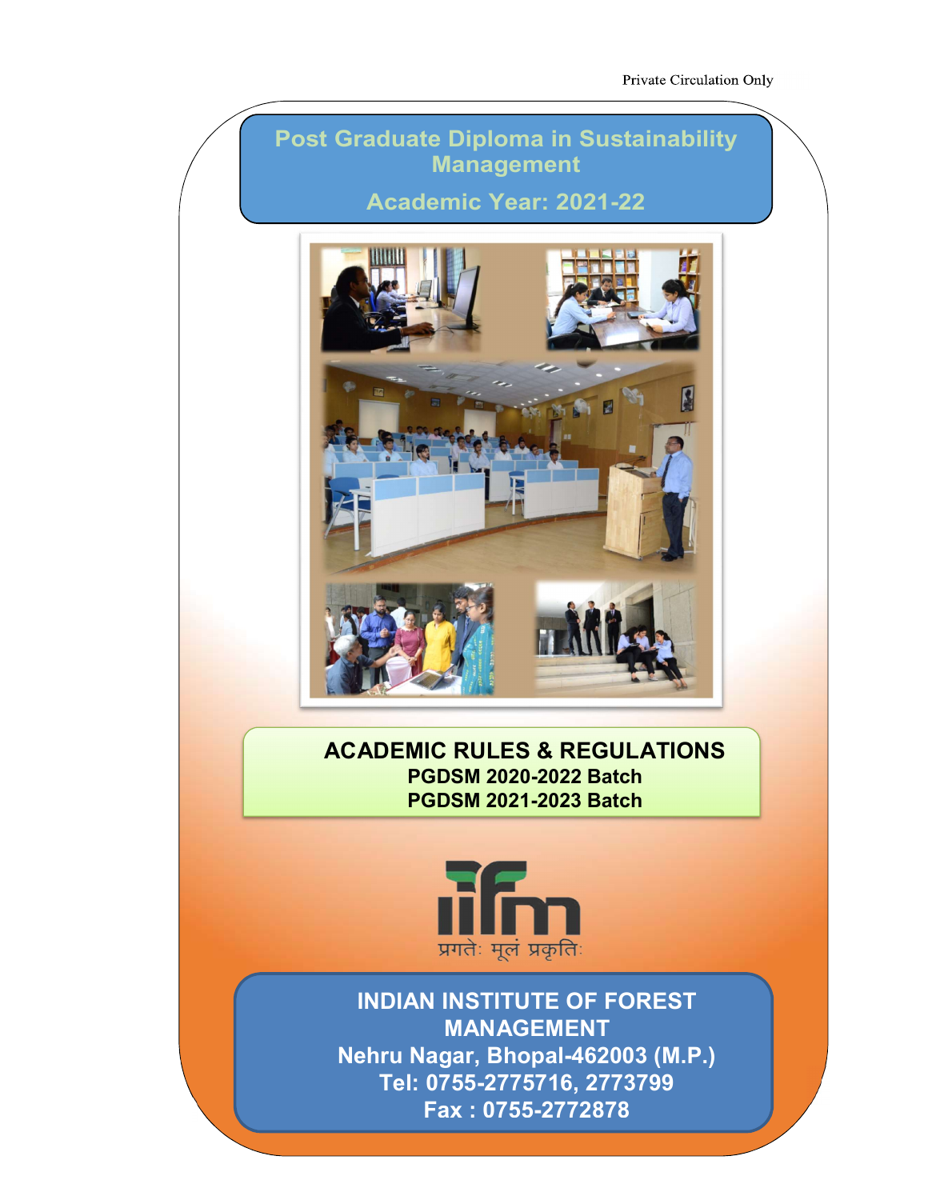Private Circulation Only

# Post Graduate Diploma in Sustainability Management

## Academic Year: 2021-22

## ACADEMIC RULES & REGULATIONS

**PGDSM 2020-2022 Batch**

**PGDSM 2021-2023 Batch**

प्रगतेः मूलं प्रकृतिः

**INDIAN INSTITUTE OF FOREST MANAGEMENT**

**Nehru Nagar, Bhopal-462003 (M.P.)**

**Tel: 0755-2775716, 2773799**

**Fax : 0755-2772878**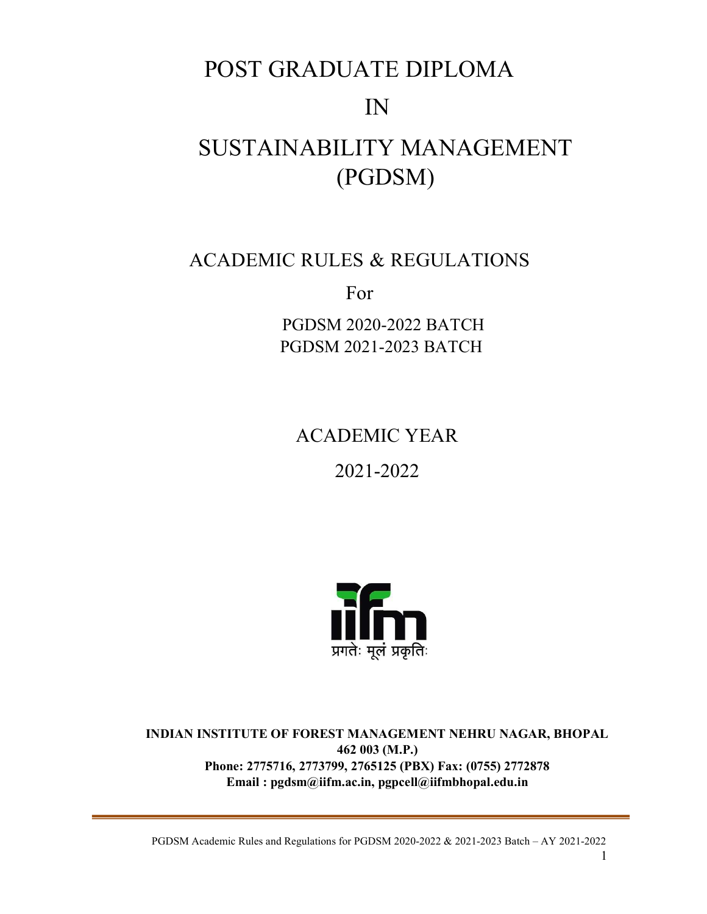# POST GRADUATE DIPLOMA

# IN

# SUSTAINABILITY MANAGEMENT (PGDSM)

## ACADEMIC RULES & REGULATIONS

For

PGDSM 2020-2022 BATCH
PGDSM 2021-2023 BATCH

## ACADEMIC YEAR

## 2021-2022

प्रगतेः मूलं प्रकृतिः

**INDIAN INSTITUTE OF FOREST MANAGEMENT NEHRU NAGAR, BHOPAL 462 003 (M.P.)**
**Phone: 2775716, 2773799, 2765125 (PBX) Fax: (0755) 2772878**
**Email : pgdsm@iifm.ac.in, pgpcell@iifmbhopal.edu.in**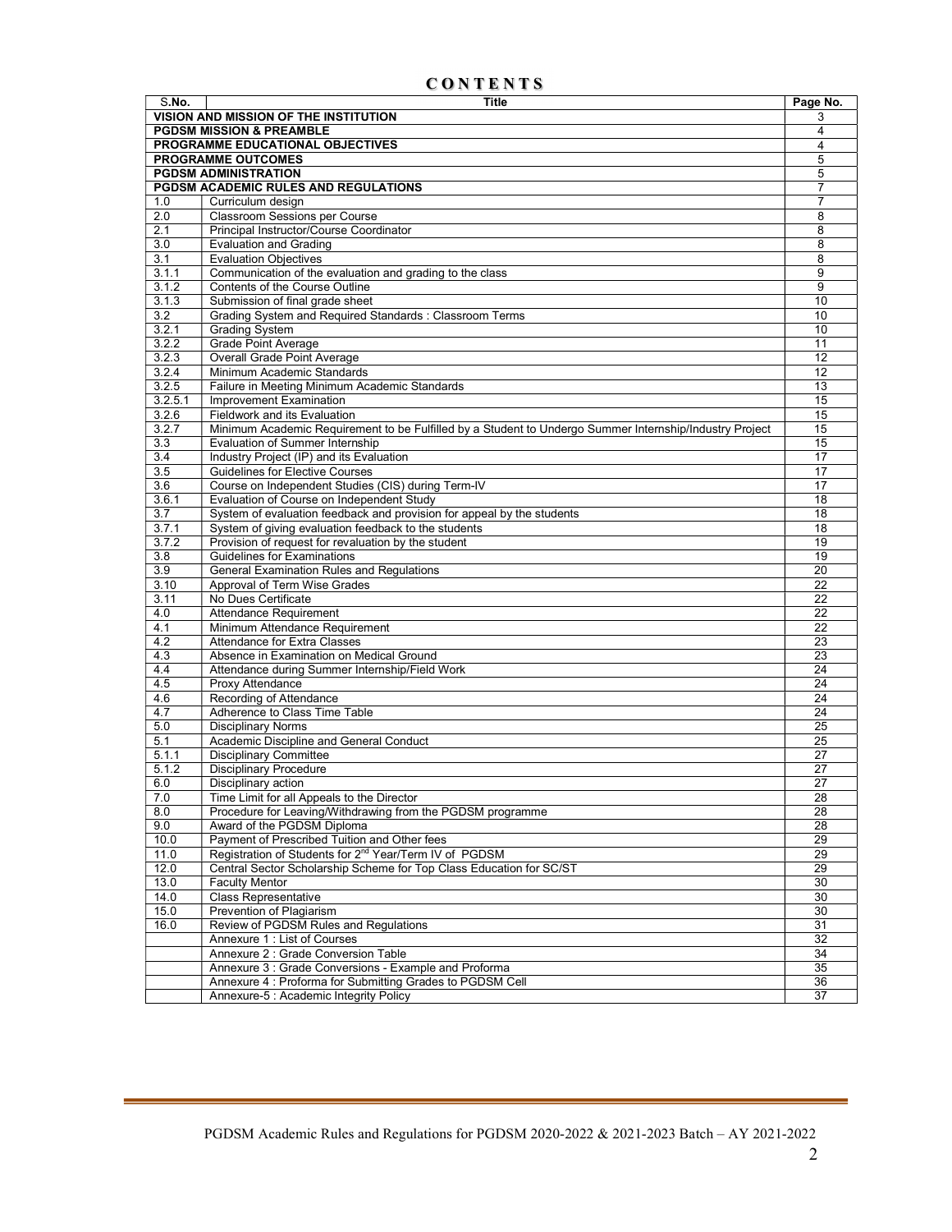# CONTENTS

| S.No. | Title | Page No. |
|---|---|---|
| | **VISION AND MISSION OF THE INSTITUTION** | 3 |
| | **PGDSM MISSION & PREAMBLE** | 4 |
| | **PROGRAMME EDUCATIONAL OBJECTIVES** | 4 |
| | **PROGRAMME OUTCOMES** | 5 |
| | **PGDSM ADMINISTRATION** | 5 |
| | **PGDSM ACADEMIC RULES AND REGULATIONS** | 7 |
| 1.0 | Curriculum design | 7 |
| 2.0 | Classroom Sessions per Course | 8 |
| 2.1 | Principal Instructor/Course Coordinator | 8 |
| 3.0 | Evaluation and Grading | 8 |
| 3.1 | Evaluation Objectives | 8 |
| 3.1.1 | Communication of the evaluation and grading to the class | 9 |
| 3.1.2 | Contents of the Course Outline | 9 |
| 3.1.3 | Submission of final grade sheet | 10 |
| 3.2 | Grading System and Required Standards : Classroom Terms | 10 |
| 3.2.1 | Grading System | 10 |
| 3.2.2 | Grade Point Average | 11 |
| 3.2.3 | Overall Grade Point Average | 12 |
| 3.2.4 | Minimum Academic Standards | 12 |
| 3.2.5 | Failure in Meeting Minimum Academic Standards | 13 |
| 3.2.5.1 | Improvement Examination | 15 |
| 3.2.6 | Fieldwork and its Evaluation | 15 |
| 3.2.7 | Minimum Academic Requirement to be Fulfilled by a Student to Undergo Summer Internship/Industry Project | 15 |
| 3.3 | Evaluation of Summer Internship | 15 |
| 3.4 | Industry Project (IP) and its Evaluation | 17 |
| 3.5 | Guidelines for Elective Courses | 17 |
| 3.6 | Course on Independent Studies (CIS) during Term-IV | 17 |
| 3.6.1 | Evaluation of Course on Independent Study | 18 |
| 3.7 | System of evaluation feedback and provision for appeal by the students | 18 |
| 3.7.1 | System of giving evaluation feedback to the students | 18 |
| 3.7.2 | Provision of request for revaluation by the student | 19 |
| 3.8 | Guidelines for Examinations | 19 |
| 3.9 | General Examination Rules and Regulations | 20 |
| 3.10 | Approval of Term Wise Grades | 22 |
| 3.11 | No Dues Certificate | 22 |
| 4.0 | Attendance Requirement | 22 |
| 4.1 | Minimum Attendance Requirement | 22 |
| 4.2 | Attendance for Extra Classes | 23 |
| 4.3 | Absence in Examination on Medical Ground | 23 |
| 4.4 | Attendance during Summer Internship/Field Work | 24 |
| 4.5 | Proxy Attendance | 24 |
| 4.6 | Recording of Attendance | 24 |
| 4.7 | Adherence to Class Time Table | 24 |
| 5.0 | Disciplinary Norms | 25 |
| 5.1 | Academic Discipline and General Conduct | 25 |
| 5.1.1 | Disciplinary Committee | 27 |
| 5.1.2 | Disciplinary Procedure | 27 |
| 6.0 | Disciplinary action | 27 |
| 7.0 | Time Limit for all Appeals to the Director | 28 |
| 8.0 | Procedure for Leaving/Withdrawing from the PGDSM programme | 28 |
| 9.0 | Award of the PGDSM Diploma | 28 |
| 10.0 | Payment of Prescribed Tuition and Other fees | 29 |
| 11.0 | Registration of Students for 2nd Year/Term IV of PGDSM | 29 |
| 12.0 | Central Sector Scholarship Scheme for Top Class Education for SC/ST | 29 |
| 13.0 | Faculty Mentor | 30 |
| 14.0 | Class Representative | 30 |
| 15.0 | Prevention of Plagiarism | 30 |
| 16.0 | Review of PGDSM Rules and Regulations | 31 |
| | Annexure 1 : List of Courses | 32 |
| | Annexure 2 : Grade Conversion Table | 34 |
| | Annexure 3 : Grade Conversions - Example and Proforma | 35 |
| | Annexure 4 : Proforma for Submitting Grades to PGDSM Cell | 36 |
| | Annexure-5 : Academic Integrity Policy | 37 |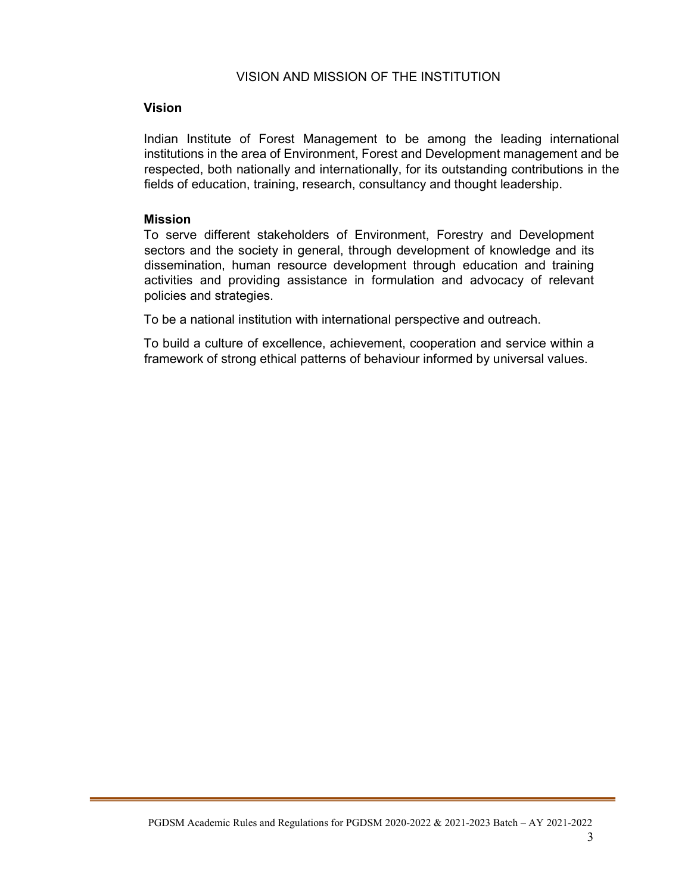# VISION AND MISSION OF THE INSTITUTION

## Vision

Indian Institute of Forest Management to be among the leading international institutions in the area of Environment, Forest and Development management and be respected, both nationally and internationally, for its outstanding contributions in the fields of education, training, research, consultancy and thought leadership.

## Mission

To serve different stakeholders of Environment, Forestry and Development sectors and the society in general, through development of knowledge and its dissemination, human resource development through education and training activities and providing assistance in formulation and advocacy of relevant policies and strategies.

To be a national institution with international perspective and outreach.

To build a culture of excellence, achievement, cooperation and service within a framework of strong ethical patterns of behaviour informed by universal values.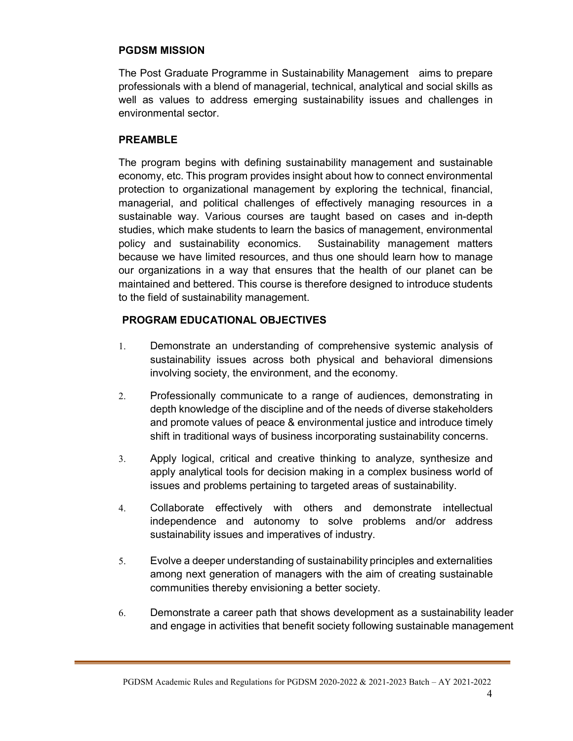## PGDSM MISSION

The Post Graduate Programme in Sustainability Management aims to prepare professionals with a blend of managerial, technical, analytical and social skills as well as values to address emerging sustainability issues and challenges in environmental sector.

## PREAMBLE

The program begins with defining sustainability management and sustainable economy, etc. This program provides insight about how to connect environmental protection to organizational management by exploring the technical, financial, managerial, and political challenges of effectively managing resources in a sustainable way. Various courses are taught based on cases and in-depth studies, which make students to learn the basics of management, environmental policy and sustainability economics. Sustainability management matters because we have limited resources, and thus one should learn how to manage our organizations in a way that ensures that the health of our planet can be maintained and bettered. This course is therefore designed to introduce students to the field of sustainability management.

## PROGRAM EDUCATIONAL OBJECTIVES

1. Demonstrate an understanding of comprehensive systemic analysis of sustainability issues across both physical and behavioral dimensions involving society, the environment, and the economy.
2. Professionally communicate to a range of audiences, demonstrating in depth knowledge of the discipline and of the needs of diverse stakeholders and promote values of peace & environmental justice and introduce timely shift in traditional ways of business incorporating sustainability concerns.
3. Apply logical, critical and creative thinking to analyze, synthesize and apply analytical tools for decision making in a complex business world of issues and problems pertaining to targeted areas of sustainability.
4. Collaborate effectively with others and demonstrate intellectual independence and autonomy to solve problems and/or address sustainability issues and imperatives of industry.
5. Evolve a deeper understanding of sustainability principles and externalities among next generation of managers with the aim of creating sustainable communities thereby envisioning a better society.
6. Demonstrate a career path that shows development as a sustainability leader and engage in activities that benefit society following sustainable management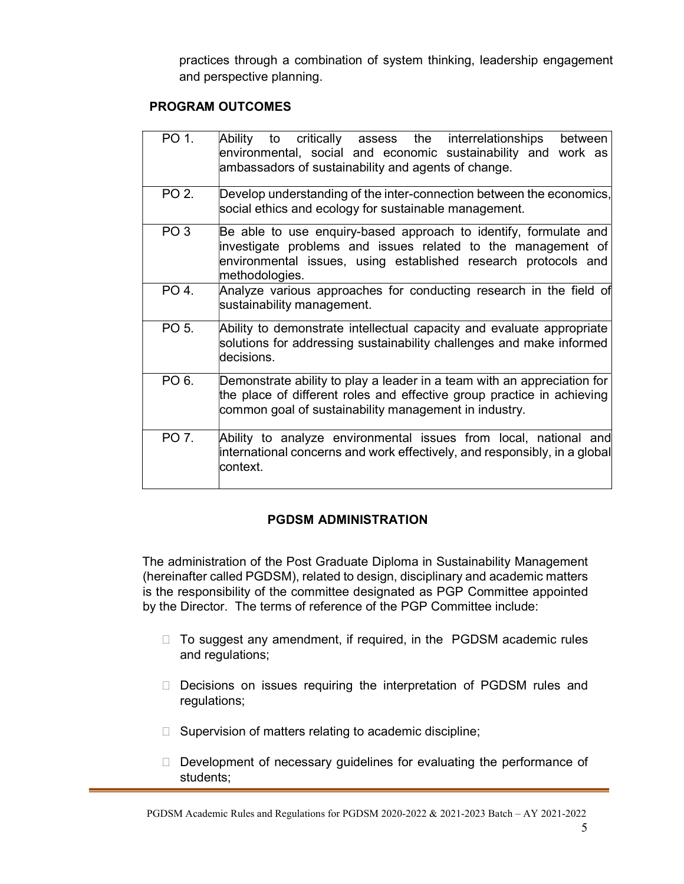practices through a combination of system thinking, leadership engagement and perspective planning.

## PROGRAM OUTCOMES

| | |
|---|---|
| PO 1. | Ability to critically assess the interrelationships between environmental, social and economic sustainability and work as ambassadors of sustainability and agents of change. |
| PO 2. | Develop understanding of the inter-connection between the economics, social ethics and ecology for sustainable management. |
| PO 3 | Be able to use enquiry-based approach to identify, formulate and investigate problems and issues related to the management of environmental issues, using established research protocols and methodologies. |
| PO 4. | Analyze various approaches for conducting research in the field of sustainability management. |
| PO 5. | Ability to demonstrate intellectual capacity and evaluate appropriate solutions for addressing sustainability challenges and make informed decisions. |
| PO 6. | Demonstrate ability to play a leader in a team with an appreciation for the place of different roles and effective group practice in achieving common goal of sustainability management in industry. |
| PO 7. | Ability to analyze environmental issues from local, national and international concerns and work effectively, and responsibly, in a global context. |

## PGDSM ADMINISTRATION

The administration of the Post Graduate Diploma in Sustainability Management (hereinafter called PGDSM), related to design, disciplinary and academic matters is the responsibility of the committee designated as PGP Committee appointed by the Director. The terms of reference of the PGP Committee include:

- To suggest any amendment, if required, in the PGDSM academic rules and regulations;
- Decisions on issues requiring the interpretation of PGDSM rules and regulations;
- Supervision of matters relating to academic discipline;
- Development of necessary guidelines for evaluating the performance of students;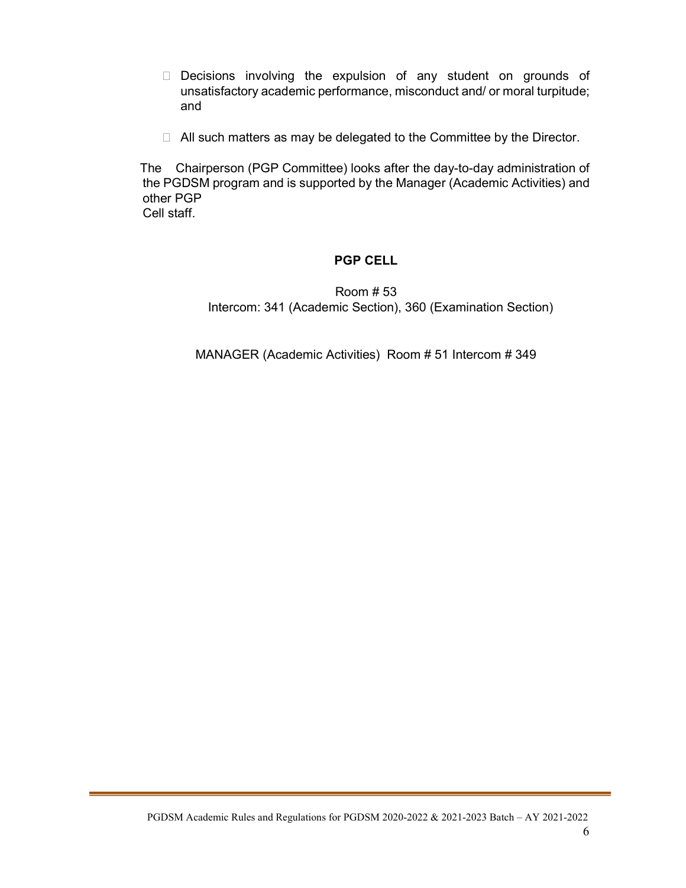- Decisions involving the expulsion of any student on grounds of unsatisfactory academic performance, misconduct and/ or moral turpitude; and

- All such matters as may be delegated to the Committee by the Director.

The Chairperson (PGP Committee) looks after the day-to-day administration of the PGDSM program and is supported by the Manager (Academic Activities) and other PGP Cell staff.

**PGP CELL**

Room # 53
Intercom: 341 (Academic Section), 360 (Examination Section)

MANAGER (Academic Activities) Room # 51 Intercom # 349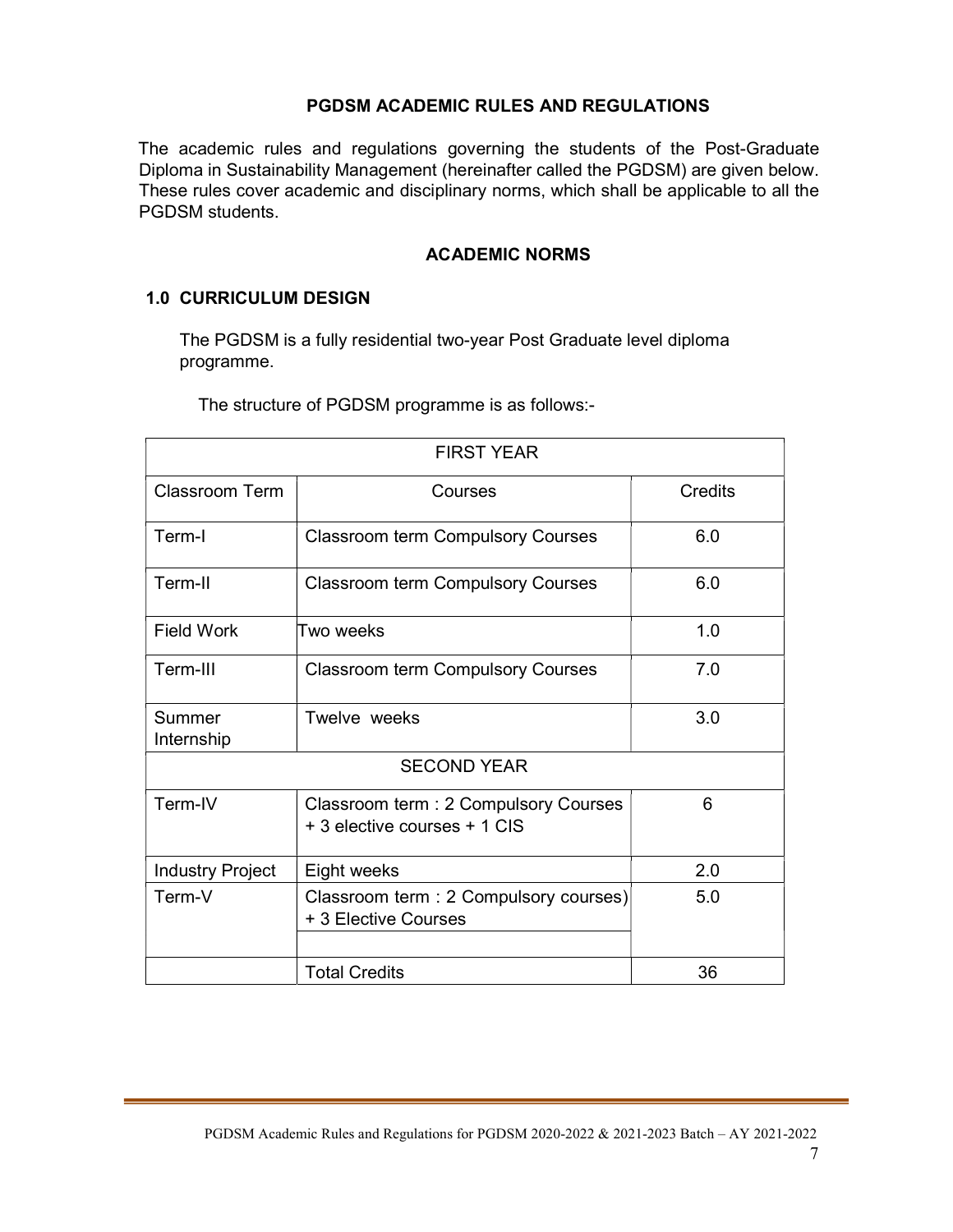## PGDSM ACADEMIC RULES AND REGULATIONS

The academic rules and regulations governing the students of the Post-Graduate Diploma in Sustainability Management (hereinafter called the PGDSM) are given below. These rules cover academic and disciplinary norms, which shall be applicable to all the PGDSM students.

### ACADEMIC NORMS

### 1.0 CURRICULUM DESIGN

The PGDSM is a fully residential two-year Post Graduate level diploma programme.

The structure of PGDSM programme is as follows:-

| FIRST YEAR | | |
|---|---|---|
| Classroom Term | Courses | Credits |
| Term-I | Classroom term Compulsory Courses | 6.0 |
| Term-II | Classroom term Compulsory Courses | 6.0 |
| Field Work | Two weeks | 1.0 |
| Term-III | Classroom term Compulsory Courses | 7.0 |
| Summer Internship | Twelve weeks | 3.0 |
| SECOND YEAR | | |
| Term-IV | Classroom term : 2 Compulsory Courses + 3 elective courses + 1 CIS | 6 |
| Industry Project | Eight weeks | 2.0 |
| Term-V | Classroom term : 2 Compulsory courses) + 3 Elective Courses | 5.0 |
| | Total Credits | 36 |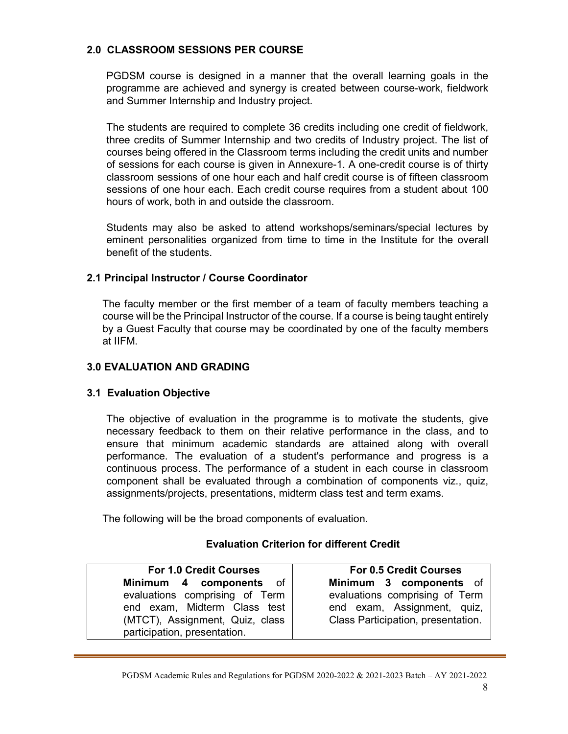## 2.0 CLASSROOM SESSIONS PER COURSE

PGDSM course is designed in a manner that the overall learning goals in the programme are achieved and synergy is created between course-work, fieldwork and Summer Internship and Industry project.

The students are required to complete 36 credits including one credit of fieldwork, three credits of Summer Internship and two credits of Industry project. The list of courses being offered in the Classroom terms including the credit units and number of sessions for each course is given in Annexure-1. A one-credit course is of thirty classroom sessions of one hour each and half credit course is of fifteen classroom sessions of one hour each. Each credit course requires from a student about 100 hours of work, both in and outside the classroom.

Students may also be asked to attend workshops/seminars/special lectures by eminent personalities organized from time to time in the Institute for the overall benefit of the students.

### 2.1 Principal Instructor / Course Coordinator

The faculty member or the first member of a team of faculty members teaching a course will be the Principal Instructor of the course. If a course is being taught entirely by a Guest Faculty that course may be coordinated by one of the faculty members at IIFM.

## 3.0 EVALUATION AND GRADING

### 3.1 Evaluation Objective

The objective of evaluation in the programme is to motivate the students, give necessary feedback to them on their relative performance in the class, and to ensure that minimum academic standards are attained along with overall performance. The evaluation of a student's performance and progress is a continuous process. The performance of a student in each course in classroom component shall be evaluated through a combination of components viz., quiz, assignments/projects, presentations, midterm class test and term exams.

The following will be the broad components of evaluation.

**Evaluation Criterion for different Credit**

| For 1.0 Credit Courses | For 0.5 Credit Courses |
|---|---|
| **Minimum 4 components** of evaluations comprising of Term end exam, Midterm Class test (MTCT), Assignment, Quiz, class participation, presentation. | **Minimum 3 components** of evaluations comprising of Term end exam, Assignment, quiz, Class Participation, presentation. |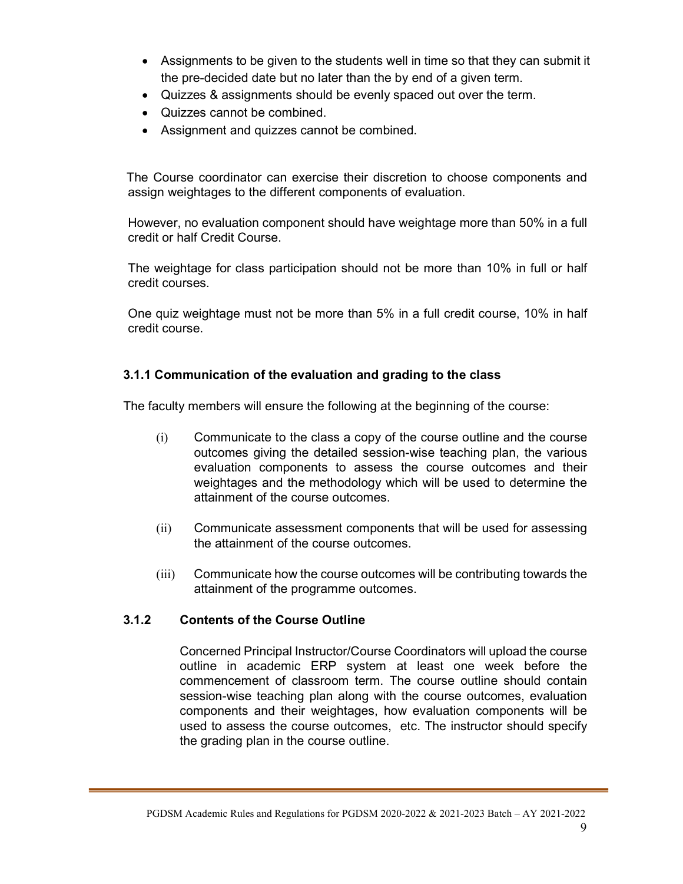- Assignments to be given to the students well in time so that they can submit it the pre-decided date but no later than the by end of a given term.
- Quizzes & assignments should be evenly spaced out over the term.
- Quizzes cannot be combined.
- Assignment and quizzes cannot be combined.

The Course coordinator can exercise their discretion to choose components and assign weightages to the different components of evaluation.

However, no evaluation component should have weightage more than 50% in a full credit or half Credit Course.

The weightage for class participation should not be more than 10% in full or half credit courses.

One quiz weightage must not be more than 5% in a full credit course, 10% in half credit course.

### 3.1.1 Communication of the evaluation and grading to the class

The faculty members will ensure the following at the beginning of the course:

(i) Communicate to the class a copy of the course outline and the course outcomes giving the detailed session-wise teaching plan, the various evaluation components to assess the course outcomes and their weightages and the methodology which will be used to determine the attainment of the course outcomes.

(ii) Communicate assessment components that will be used for assessing the attainment of the course outcomes.

(iii) Communicate how the course outcomes will be contributing towards the attainment of the programme outcomes.

### 3.1.2 Contents of the Course Outline

Concerned Principal Instructor/Course Coordinators will upload the course outline in academic ERP system at least one week before the commencement of classroom term. The course outline should contain session-wise teaching plan along with the course outcomes, evaluation components and their weightages, how evaluation components will be used to assess the course outcomes, etc. The instructor should specify the grading plan in the course outline.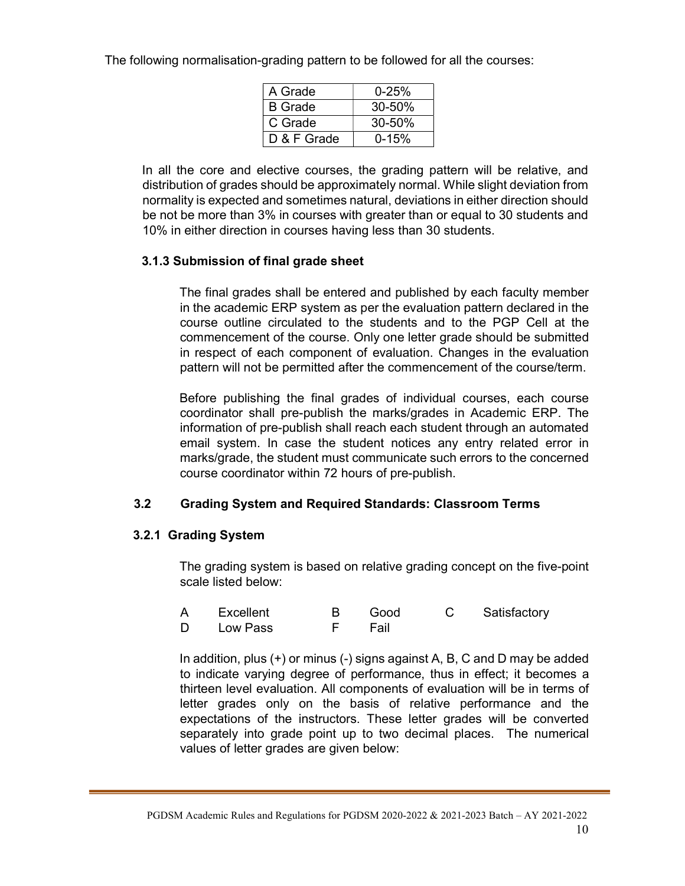The following normalisation-grading pattern to be followed for all the courses:

| A Grade | 0-25% |
|---|---|
| B Grade | 30-50% |
| C Grade | 30-50% |
| D & F Grade | 0-15% |

In all the core and elective courses, the grading pattern will be relative, and distribution of grades should be approximately normal. While slight deviation from normality is expected and sometimes natural, deviations in either direction should be not be more than 3% in courses with greater than or equal to 30 students and 10% in either direction in courses having less than 30 students.

### 3.1.3 Submission of final grade sheet

The final grades shall be entered and published by each faculty member in the academic ERP system as per the evaluation pattern declared in the course outline circulated to the students and to the PGP Cell at the commencement of the course. Only one letter grade should be submitted in respect of each component of evaluation. Changes in the evaluation pattern will not be permitted after the commencement of the course/term.

Before publishing the final grades of individual courses, each course coordinator shall pre-publish the marks/grades in Academic ERP. The information of pre-publish shall reach each student through an automated email system. In case the student notices any entry related error in marks/grade, the student must communicate such errors to the concerned course coordinator within 72 hours of pre-publish.

## 3.2 Grading System and Required Standards: Classroom Terms

### 3.2.1 Grading System

The grading system is based on relative grading concept on the five-point scale listed below:

| | | | | | |
|---|---|---|---|---|---|
| A | Excellent | B | Good | C | Satisfactory |
| D | Low Pass | F | Fail | | |

In addition, plus (+) or minus (-) signs against A, B, C and D may be added to indicate varying degree of performance, thus in effect; it becomes a thirteen level evaluation. All components of evaluation will be in terms of letter grades only on the basis of relative performance and the expectations of the instructors. These letter grades will be converted separately into grade point up to two decimal places. The numerical values of letter grades are given below: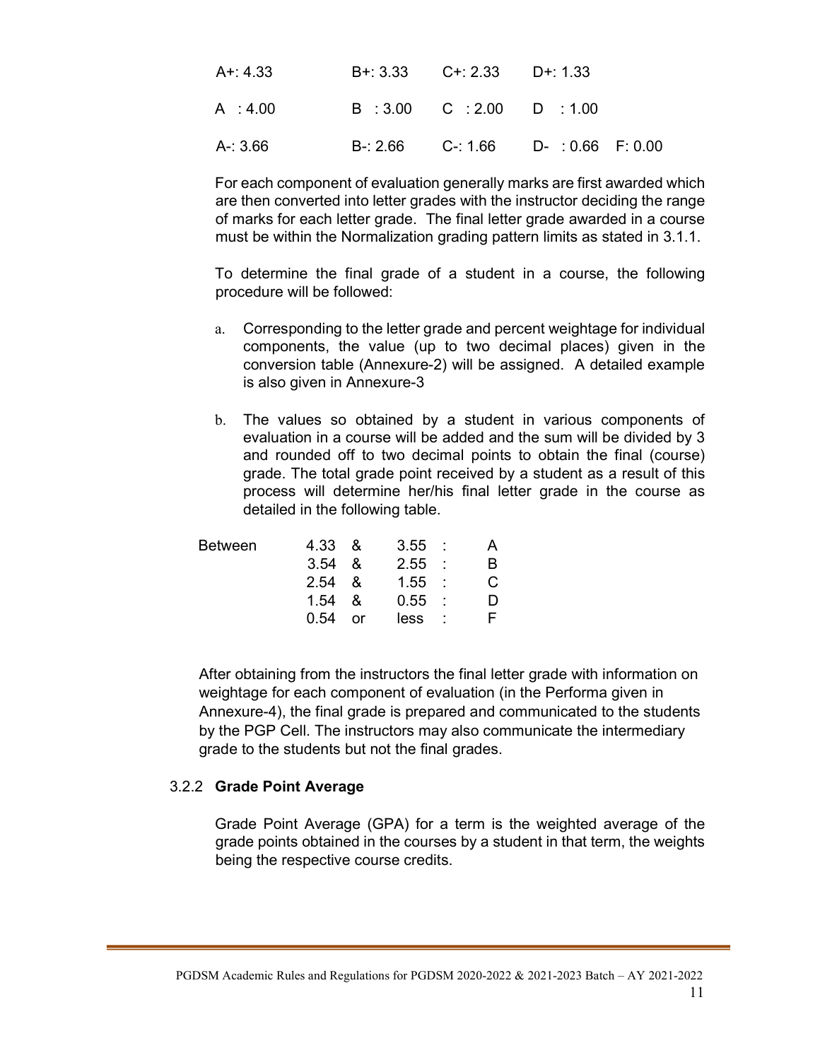| | | | | |
|---|---|---|---|---|
| A+: 4.33 | B+: 3.33 | C+: 2.33 | D+: 1.33 | |
| A : 4.00 | B : 3.00 | C : 2.00 | D : 1.00 | |
| A-: 3.66 | B-: 2.66 | C-: 1.66 | D- : 0.66 | F: 0.00 |

For each component of evaluation generally marks are first awarded which are then converted into letter grades with the instructor deciding the range of marks for each letter grade. The final letter grade awarded in a course must be within the Normalization grading pattern limits as stated in 3.1.1.

To determine the final grade of a student in a course, the following procedure will be followed:

a. Corresponding to the letter grade and percent weightage for individual components, the value (up to two decimal places) given in the conversion table (Annexure-2) will be assigned. A detailed example is also given in Annexure-3

b. The values so obtained by a student in various components of evaluation in a course will be added and the sum will be divided by 3 and rounded off to two decimal points to obtain the final (course) grade. The total grade point received by a student as a result of this process will determine her/his final letter grade in the course as detailed in the following table.

| | | | | | |
|---|---|---|---|---|---|
| Between | 4.33 | & | 3.55 | : | A |
| | 3.54 | & | 2.55 | : | B |
| | 2.54 | & | 1.55 | : | C |
| | 1.54 | & | 0.55 | : | D |
| | 0.54 | or | less | : | F |

After obtaining from the instructors the final letter grade with information on weightage for each component of evaluation (in the Performa given in Annexure-4), the final grade is prepared and communicated to the students by the PGP Cell. The instructors may also communicate the intermediary grade to the students but not the final grades.

### 3.2.2 Grade Point Average

Grade Point Average (GPA) for a term is the weighted average of the grade points obtained in the courses by a student in that term, the weights being the respective course credits.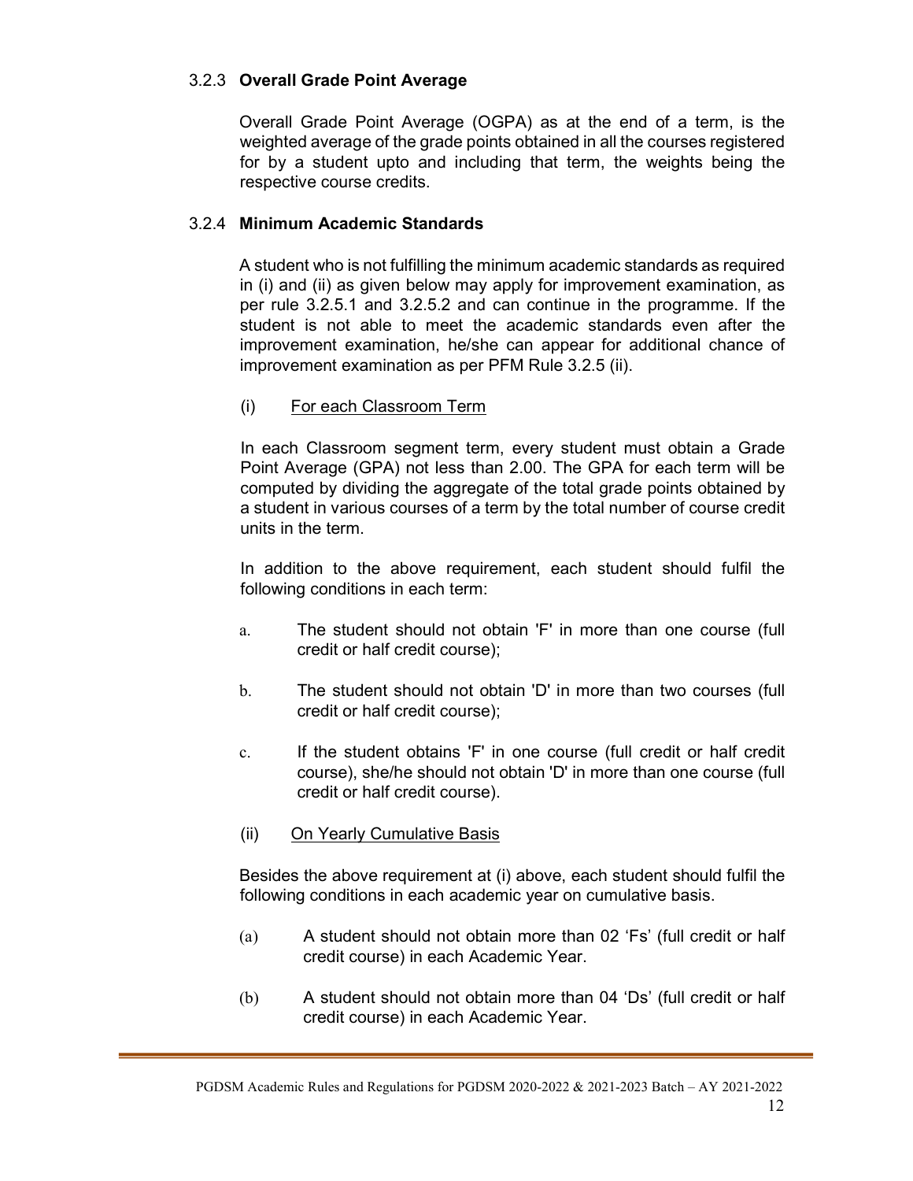### 3.2.3 **Overall Grade Point Average**

Overall Grade Point Average (OGPA) as at the end of a term, is the weighted average of the grade points obtained in all the courses registered for by a student upto and including that term, the weights being the respective course credits.

### 3.2.4 **Minimum Academic Standards**

A student who is not fulfilling the minimum academic standards as required in (i) and (ii) as given below may apply for improvement examination, as per rule 3.2.5.1 and 3.2.5.2 and can continue in the programme. If the student is not able to meet the academic standards even after the improvement examination, he/she can appear for additional chance of improvement examination as per PFM Rule 3.2.5 (ii).

(i) For each Classroom Term

In each Classroom segment term, every student must obtain a Grade Point Average (GPA) not less than 2.00. The GPA for each term will be computed by dividing the aggregate of the total grade points obtained by a student in various courses of a term by the total number of course credit units in the term.

In addition to the above requirement, each student should fulfil the following conditions in each term:

a. The student should not obtain 'F' in more than one course (full credit or half credit course);

b. The student should not obtain 'D' in more than two courses (full credit or half credit course);

c. If the student obtains 'F' in one course (full credit or half credit course), she/he should not obtain 'D' in more than one course (full credit or half credit course).

(ii) On Yearly Cumulative Basis

Besides the above requirement at (i) above, each student should fulfil the following conditions in each academic year on cumulative basis.

(a) A student should not obtain more than 02 'Fs' (full credit or half credit course) in each Academic Year.

(b) A student should not obtain more than 04 'Ds' (full credit or half credit course) in each Academic Year.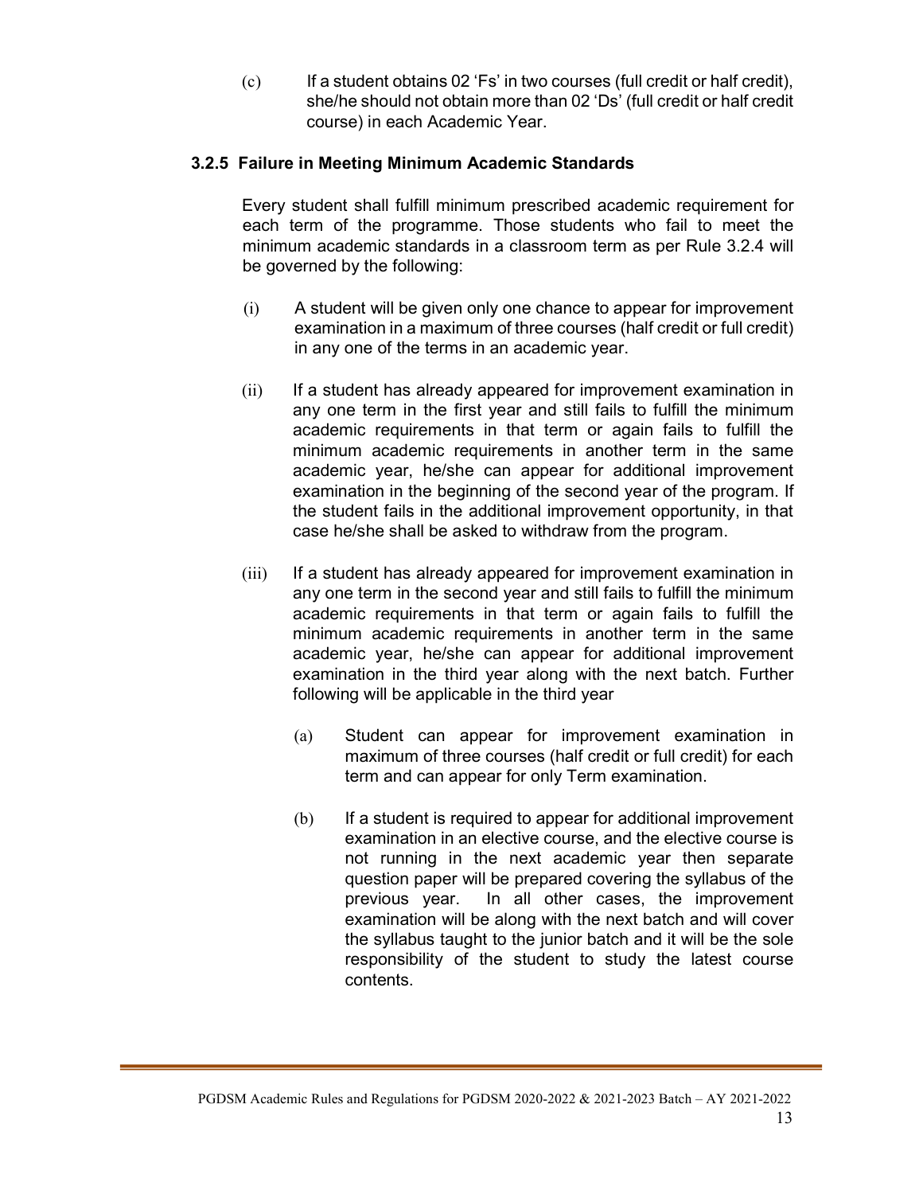(c) If a student obtains 02 'Fs' in two courses (full credit or half credit), she/he should not obtain more than 02 'Ds' (full credit or half credit course) in each Academic Year.

### 3.2.5 Failure in Meeting Minimum Academic Standards

Every student shall fulfill minimum prescribed academic requirement for each term of the programme. Those students who fail to meet the minimum academic standards in a classroom term as per Rule 3.2.4 will be governed by the following:

(i) A student will be given only one chance to appear for improvement examination in a maximum of three courses (half credit or full credit) in any one of the terms in an academic year.

(ii) If a student has already appeared for improvement examination in any one term in the first year and still fails to fulfill the minimum academic requirements in that term or again fails to fulfill the minimum academic requirements in another term in the same academic year, he/she can appear for additional improvement examination in the beginning of the second year of the program. If the student fails in the additional improvement opportunity, in that case he/she shall be asked to withdraw from the program.

(iii) If a student has already appeared for improvement examination in any one term in the second year and still fails to fulfill the minimum academic requirements in that term or again fails to fulfill the minimum academic requirements in another term in the same academic year, he/she can appear for additional improvement examination in the third year along with the next batch. Further following will be applicable in the third year

(a) Student can appear for improvement examination in maximum of three courses (half credit or full credit) for each term and can appear for only Term examination.

(b) If a student is required to appear for additional improvement examination in an elective course, and the elective course is not running in the next academic year then separate question paper will be prepared covering the syllabus of the previous year. In all other cases, the improvement examination will be along with the next batch and will cover the syllabus taught to the junior batch and it will be the sole responsibility of the student to study the latest course contents.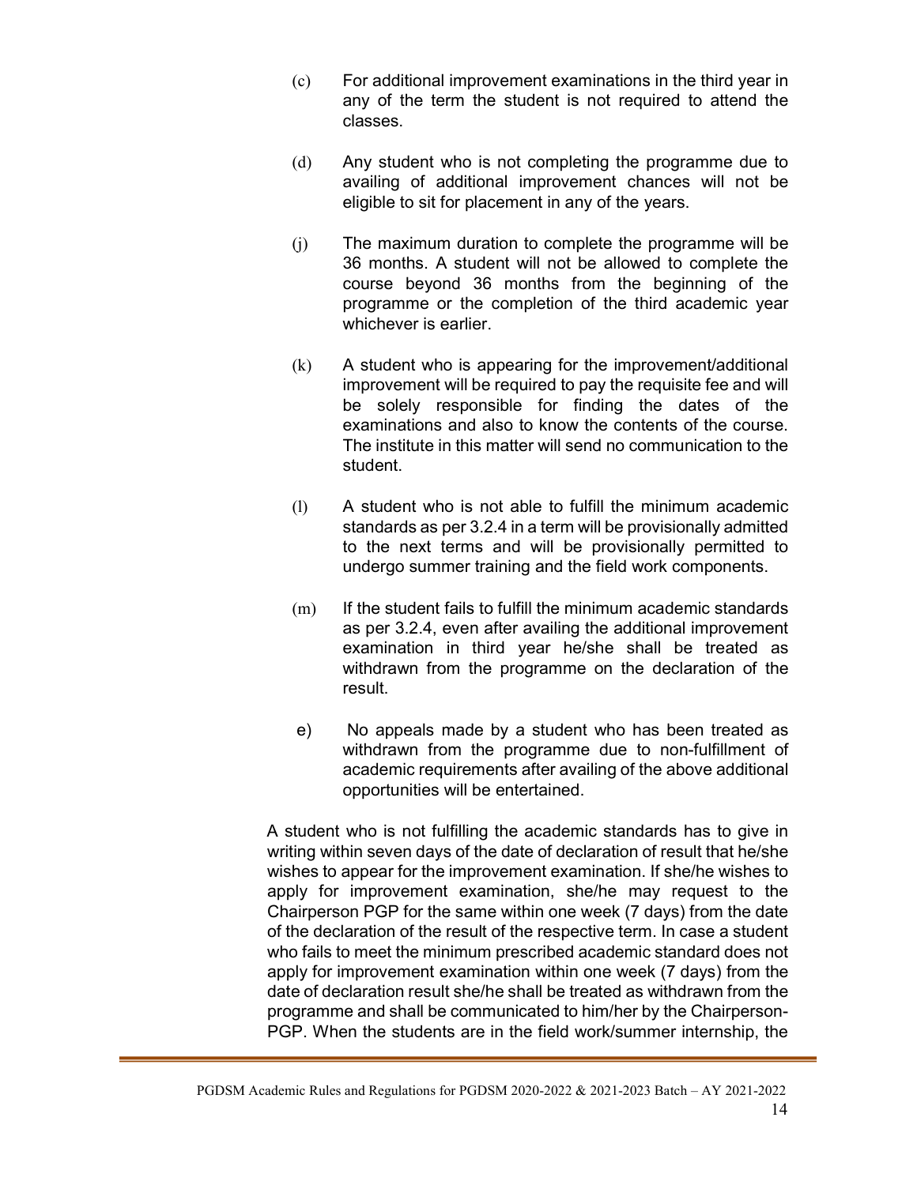(c) For additional improvement examinations in the third year in any of the term the student is not required to attend the classes.

(d) Any student who is not completing the programme due to availing of additional improvement chances will not be eligible to sit for placement in any of the years.

(j) The maximum duration to complete the programme will be 36 months. A student will not be allowed to complete the course beyond 36 months from the beginning of the programme or the completion of the third academic year whichever is earlier.

(k) A student who is appearing for the improvement/additional improvement will be required to pay the requisite fee and will be solely responsible for finding the dates of the examinations and also to know the contents of the course. The institute in this matter will send no communication to the student.

(l) A student who is not able to fulfill the minimum academic standards as per 3.2.4 in a term will be provisionally admitted to the next terms and will be provisionally permitted to undergo summer training and the field work components.

(m) If the student fails to fulfill the minimum academic standards as per 3.2.4, even after availing the additional improvement examination in third year he/she shall be treated as withdrawn from the programme on the declaration of the result.

e) No appeals made by a student who has been treated as withdrawn from the programme due to non-fulfillment of academic requirements after availing of the above additional opportunities will be entertained.

A student who is not fulfilling the academic standards has to give in writing within seven days of the date of declaration of result that he/she wishes to appear for the improvement examination. If she/he wishes to apply for improvement examination, she/he may request to the Chairperson PGP for the same within one week (7 days) from the date of the declaration of the result of the respective term. In case a student who fails to meet the minimum prescribed academic standard does not apply for improvement examination within one week (7 days) from the date of declaration result she/he shall be treated as withdrawn from the programme and shall be communicated to him/her by the Chairperson-PGP. When the students are in the field work/summer internship, the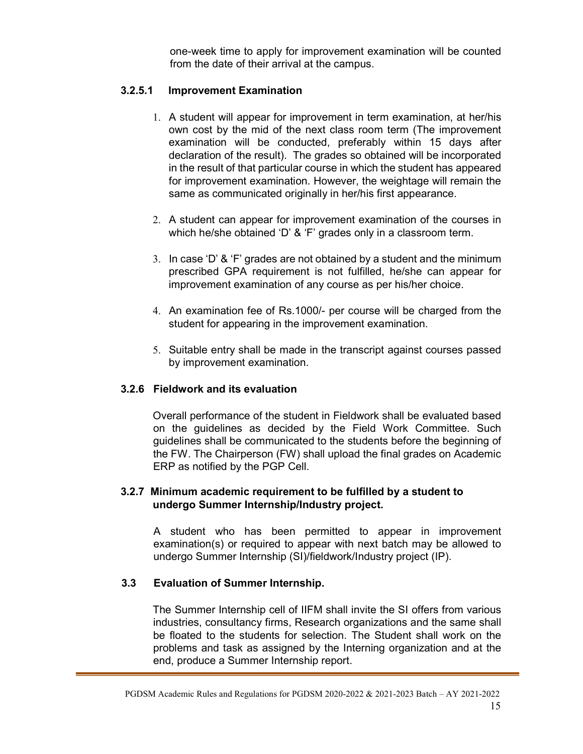one-week time to apply for improvement examination will be counted from the date of their arrival at the campus.

#### 3.2.5.1 Improvement Examination

1. A student will appear for improvement in term examination, at her/his own cost by the mid of the next class room term (The improvement examination will be conducted, preferably within 15 days after declaration of the result). The grades so obtained will be incorporated in the result of that particular course in which the student has appeared for improvement examination. However, the weightage will remain the same as communicated originally in her/his first appearance.

2. A student can appear for improvement examination of the courses in which he/she obtained 'D' & 'F' grades only in a classroom term.

3. In case 'D' & 'F' grades are not obtained by a student and the minimum prescribed GPA requirement is not fulfilled, he/she can appear for improvement examination of any course as per his/her choice.

4. An examination fee of Rs.1000/- per course will be charged from the student for appearing in the improvement examination.

5. Suitable entry shall be made in the transcript against courses passed by improvement examination.

### 3.2.6 Fieldwork and its evaluation

Overall performance of the student in Fieldwork shall be evaluated based on the guidelines as decided by the Field Work Committee. Such guidelines shall be communicated to the students before the beginning of the FW. The Chairperson (FW) shall upload the final grades on Academic ERP as notified by the PGP Cell.

### 3.2.7 Minimum academic requirement to be fulfilled by a student to undergo Summer Internship/Industry project.

A student who has been permitted to appear in improvement examination(s) or required to appear with next batch may be allowed to undergo Summer Internship (SI)/fieldwork/Industry project (IP).

## 3.3 Evaluation of Summer Internship.

The Summer Internship cell of IIFM shall invite the SI offers from various industries, consultancy firms, Research organizations and the same shall be floated to the students for selection. The Student shall work on the problems and task as assigned by the Interning organization and at the end, produce a Summer Internship report.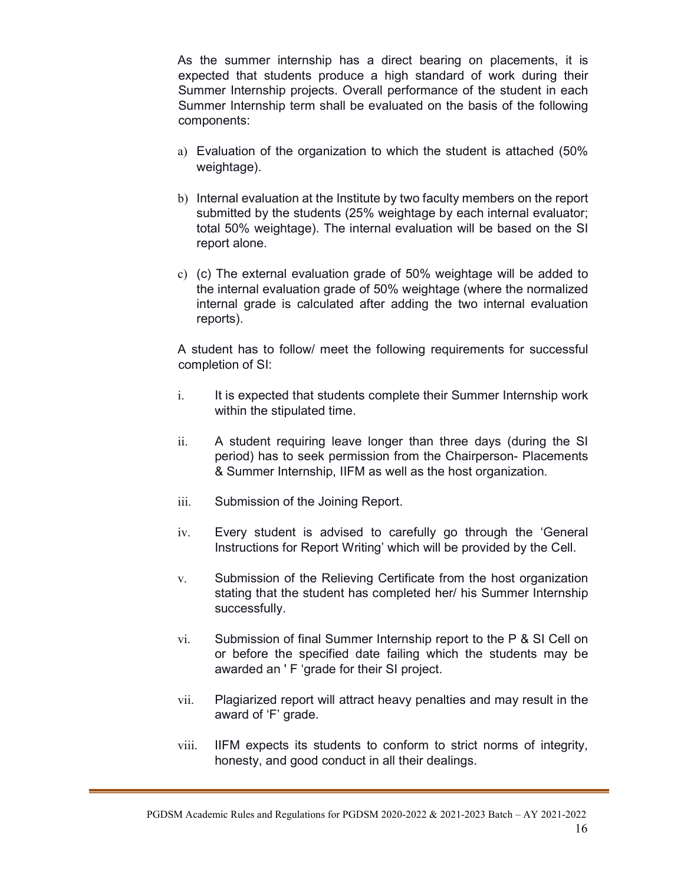As the summer internship has a direct bearing on placements, it is expected that students produce a high standard of work during their Summer Internship projects. Overall performance of the student in each Summer Internship term shall be evaluated on the basis of the following components:

a) Evaluation of the organization to which the student is attached (50% weightage).

b) Internal evaluation at the Institute by two faculty members on the report submitted by the students (25% weightage by each internal evaluator; total 50% weightage). The internal evaluation will be based on the SI report alone.

c) (c) The external evaluation grade of 50% weightage will be added to the internal evaluation grade of 50% weightage (where the normalized internal grade is calculated after adding the two internal evaluation reports).

A student has to follow/ meet the following requirements for successful completion of SI:

i. It is expected that students complete their Summer Internship work within the stipulated time.

ii. A student requiring leave longer than three days (during the SI period) has to seek permission from the Chairperson- Placements & Summer Internship, IIFM as well as the host organization.

iii. Submission of the Joining Report.

iv. Every student is advised to carefully go through the 'General Instructions for Report Writing' which will be provided by the Cell.

v. Submission of the Relieving Certificate from the host organization stating that the student has completed her/ his Summer Internship successfully.

vi. Submission of final Summer Internship report to the P & SI Cell on or before the specified date failing which the students may be awarded an ' F 'grade for their SI project.

vii. Plagiarized report will attract heavy penalties and may result in the award of 'F' grade.

viii. IIFM expects its students to conform to strict norms of integrity, honesty, and good conduct in all their dealings.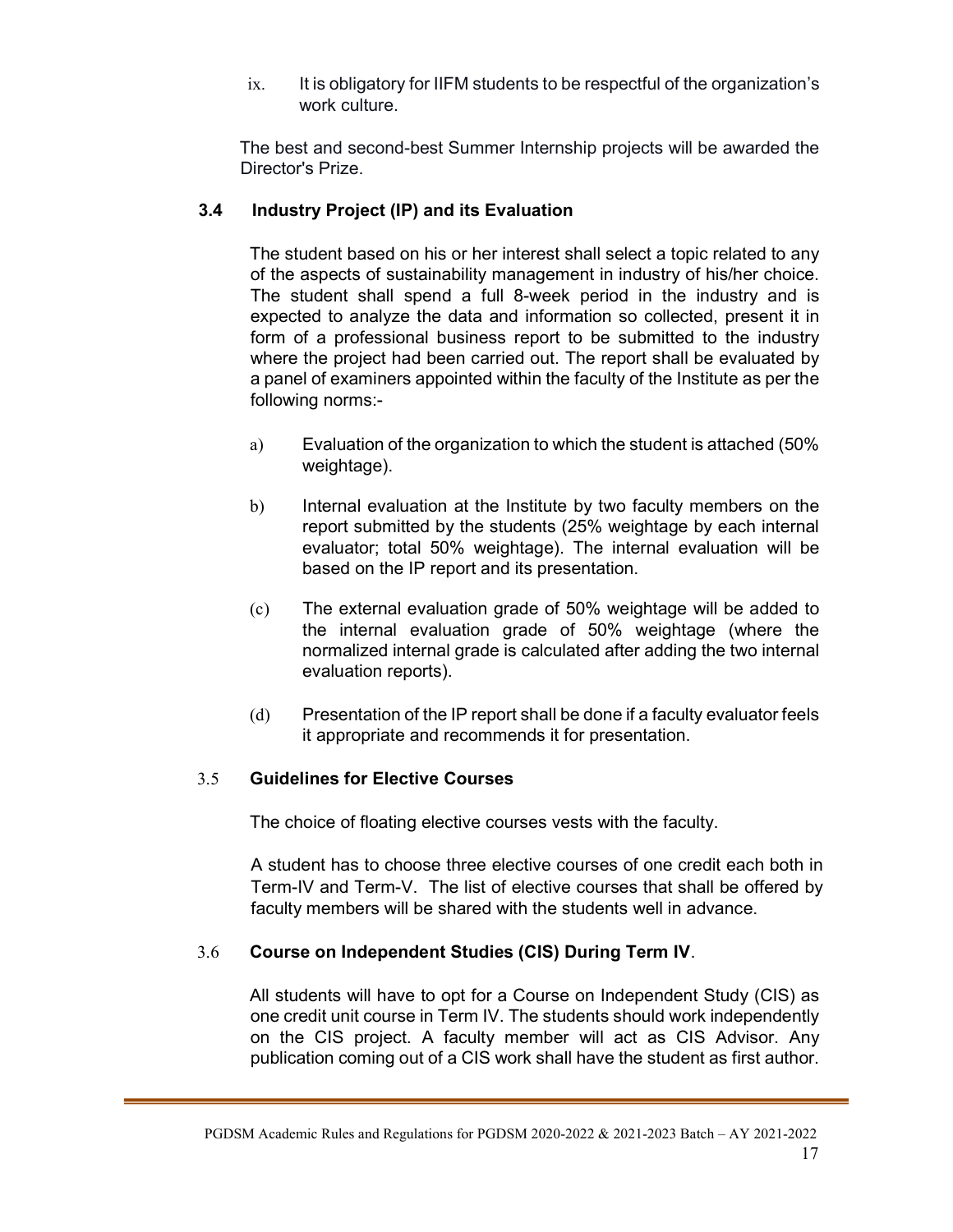ix. It is obligatory for IIFM students to be respectful of the organization's work culture.

The best and second-best Summer Internship projects will be awarded the Director's Prize.

### 3.4 Industry Project (IP) and its Evaluation

The student based on his or her interest shall select a topic related to any of the aspects of sustainability management in industry of his/her choice. The student shall spend a full 8-week period in the industry and is expected to analyze the data and information so collected, present it in form of a professional business report to be submitted to the industry where the project had been carried out. The report shall be evaluated by a panel of examiners appointed within the faculty of the Institute as per the following norms:-

a) Evaluation of the organization to which the student is attached (50% weightage).

b) Internal evaluation at the Institute by two faculty members on the report submitted by the students (25% weightage by each internal evaluator; total 50% weightage). The internal evaluation will be based on the IP report and its presentation.

(c) The external evaluation grade of 50% weightage will be added to the internal evaluation grade of 50% weightage (where the normalized internal grade is calculated after adding the two internal evaluation reports).

(d) Presentation of the IP report shall be done if a faculty evaluator feels it appropriate and recommends it for presentation.

### 3.5 Guidelines for Elective Courses

The choice of floating elective courses vests with the faculty.

A student has to choose three elective courses of one credit each both in Term-IV and Term-V. The list of elective courses that shall be offered by faculty members will be shared with the students well in advance.

### 3.6 Course on Independent Studies (CIS) During Term IV.

All students will have to opt for a Course on Independent Study (CIS) as one credit unit course in Term IV. The students should work independently on the CIS project. A faculty member will act as CIS Advisor. Any publication coming out of a CIS work shall have the student as first author.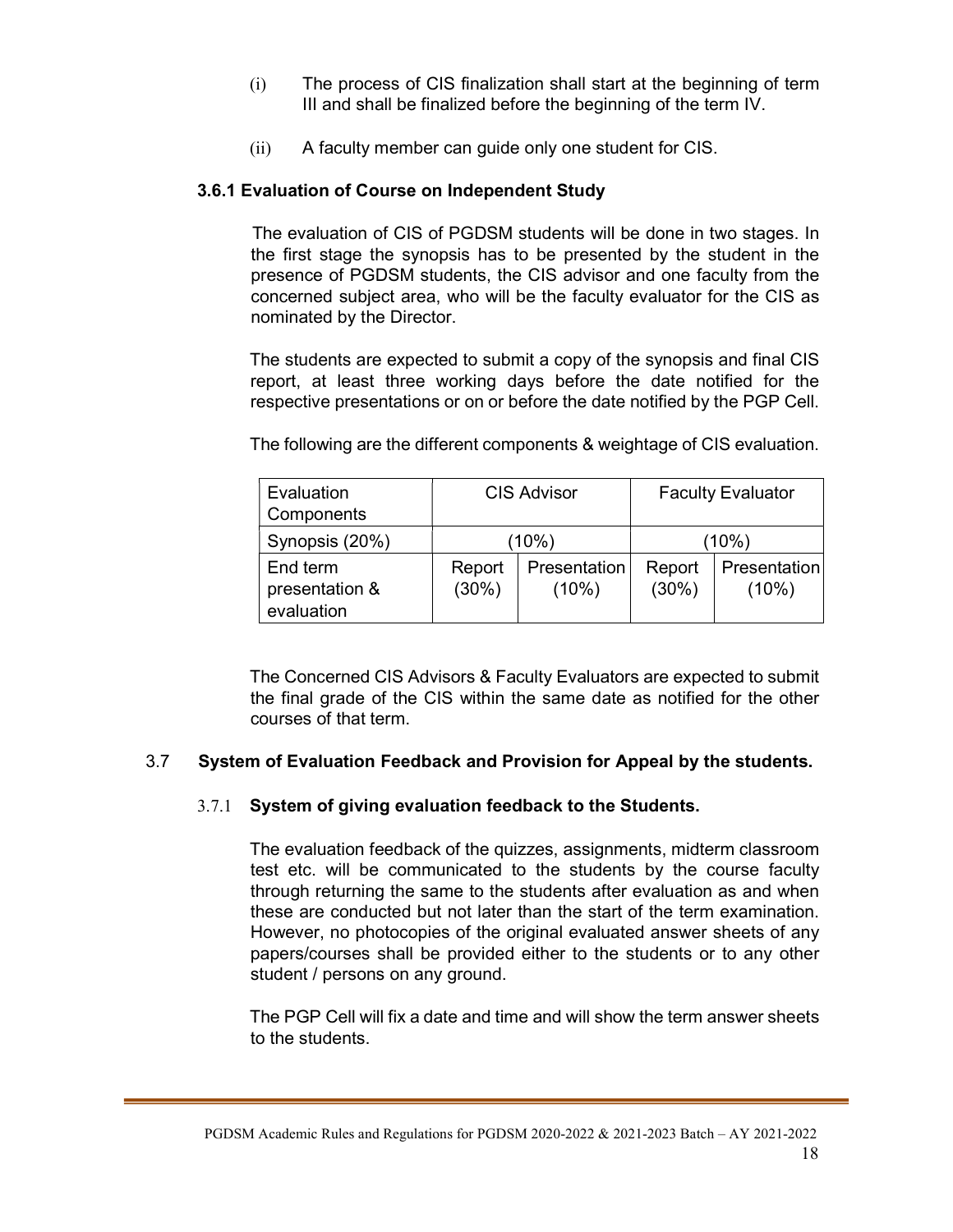(i) The process of CIS finalization shall start at the beginning of term III and shall be finalized before the beginning of the term IV.

(ii) A faculty member can guide only one student for CIS.

### 3.6.1 Evaluation of Course on Independent Study

The evaluation of CIS of PGDSM students will be done in two stages. In the first stage the synopsis has to be presented by the student in the presence of PGDSM students, the CIS advisor and one faculty from the concerned subject area, who will be the faculty evaluator for the CIS as nominated by the Director.

The students are expected to submit a copy of the synopsis and final CIS report, at least three working days before the date notified for the respective presentations or on or before the date notified by the PGP Cell.

The following are the different components & weightage of CIS evaluation.

| Evaluation Components | CIS Advisor | | Faculty Evaluator | |
|---|---|---|---|---|
| Synopsis (20%) | (10%) | | (10%) | |
| End term presentation & evaluation | Report (30%) | Presentation (10%) | Report (30%) | Presentation (10%) |

The Concerned CIS Advisors & Faculty Evaluators are expected to submit the final grade of the CIS within the same date as notified for the other courses of that term.

## 3.7 System of Evaluation Feedback and Provision for Appeal by the students.

### 3.7.1 System of giving evaluation feedback to the Students.

The evaluation feedback of the quizzes, assignments, midterm classroom test etc. will be communicated to the students by the course faculty through returning the same to the students after evaluation as and when these are conducted but not later than the start of the term examination. However, no photocopies of the original evaluated answer sheets of any papers/courses shall be provided either to the students or to any other student / persons on any ground.

The PGP Cell will fix a date and time and will show the term answer sheets to the students.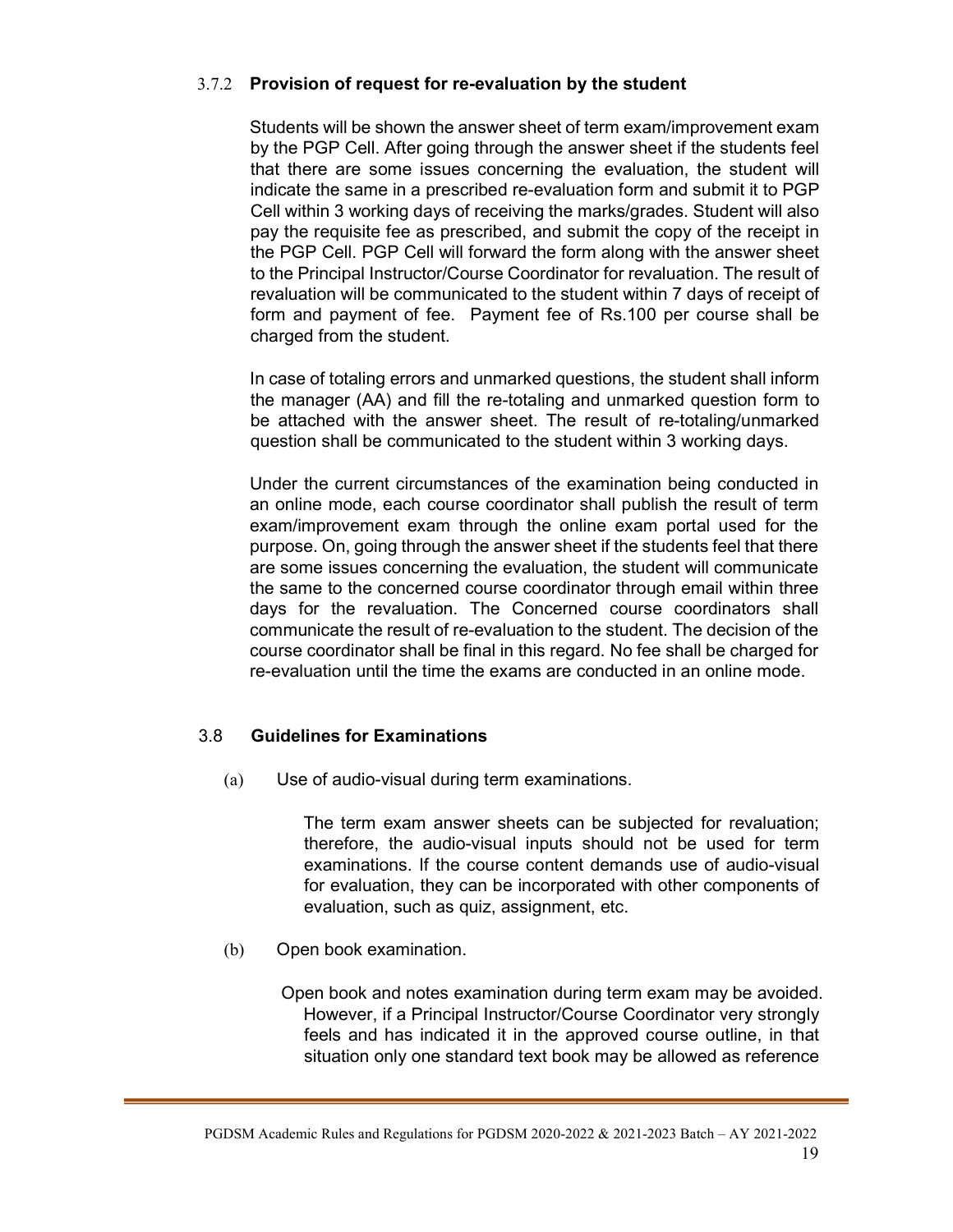### 3.7.2 Provision of request for re-evaluation by the student

Students will be shown the answer sheet of term exam/improvement exam by the PGP Cell. After going through the answer sheet if the students feel that there are some issues concerning the evaluation, the student will indicate the same in a prescribed re-evaluation form and submit it to PGP Cell within 3 working days of receiving the marks/grades. Student will also pay the requisite fee as prescribed, and submit the copy of the receipt in the PGP Cell. PGP Cell will forward the form along with the answer sheet to the Principal Instructor/Course Coordinator for revaluation. The result of revaluation will be communicated to the student within 7 days of receipt of form and payment of fee. Payment fee of Rs.100 per course shall be charged from the student.

In case of totaling errors and unmarked questions, the student shall inform the manager (AA) and fill the re-totaling and unmarked question form to be attached with the answer sheet. The result of re-totaling/unmarked question shall be communicated to the student within 3 working days.

Under the current circumstances of the examination being conducted in an online mode, each course coordinator shall publish the result of term exam/improvement exam through the online exam portal used for the purpose. On, going through the answer sheet if the students feel that there are some issues concerning the evaluation, the student will communicate the same to the concerned course coordinator through email within three days for the revaluation. The Concerned course coordinators shall communicate the result of re-evaluation to the student. The decision of the course coordinator shall be final in this regard. No fee shall be charged for re-evaluation until the time the exams are conducted in an online mode.

## 3.8 Guidelines for Examinations

(a) Use of audio-visual during term examinations.

The term exam answer sheets can be subjected for revaluation; therefore, the audio-visual inputs should not be used for term examinations. If the course content demands use of audio-visual for evaluation, they can be incorporated with other components of evaluation, such as quiz, assignment, etc.

(b) Open book examination.

Open book and notes examination during term exam may be avoided. However, if a Principal Instructor/Course Coordinator very strongly feels and has indicated it in the approved course outline, in that situation only one standard text book may be allowed as reference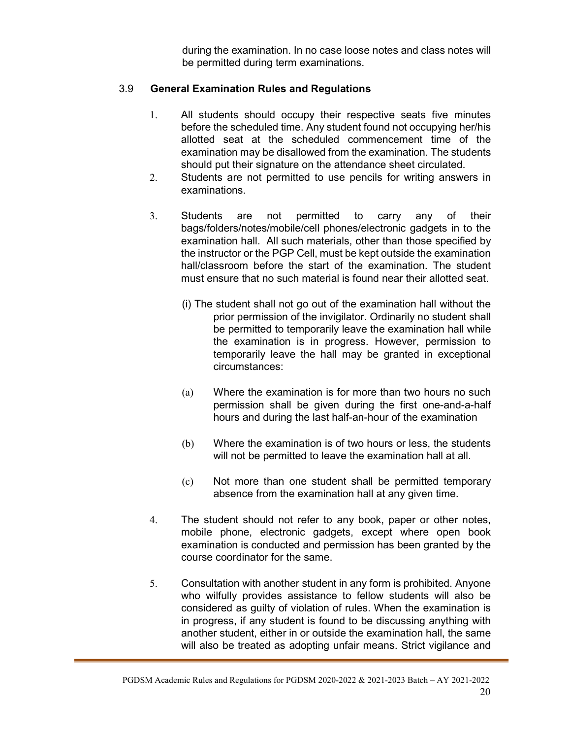during the examination. In no case loose notes and class notes will be permitted during term examinations.

### 3.9 General Examination Rules and Regulations

1. All students should occupy their respective seats five minutes before the scheduled time. Any student found not occupying her/his allotted seat at the scheduled commencement time of the examination may be disallowed from the examination. The students should put their signature on the attendance sheet circulated.
2. Students are not permitted to use pencils for writing answers in examinations.
3. Students are not permitted to carry any of their bags/folders/notes/mobile/cell phones/electronic gadgets in to the examination hall. All such materials, other than those specified by the instructor or the PGP Cell, must be kept outside the examination hall/classroom before the start of the examination. The student must ensure that no such material is found near their allotted seat.

   (i) The student shall not go out of the examination hall without the prior permission of the invigilator. Ordinarily no student shall be permitted to temporarily leave the examination hall while the examination is in progress. However, permission to temporarily leave the hall may be granted in exceptional circumstances:

   (a) Where the examination is for more than two hours no such permission shall be given during the first one-and-a-half hours and during the last half-an-hour of the examination

   (b) Where the examination is of two hours or less, the students will not be permitted to leave the examination hall at all.

   (c) Not more than one student shall be permitted temporary absence from the examination hall at any given time.

4. The student should not refer to any book, paper or other notes, mobile phone, electronic gadgets, except where open book examination is conducted and permission has been granted by the course coordinator for the same.
5. Consultation with another student in any form is prohibited. Anyone who wilfully provides assistance to fellow students will also be considered as guilty of violation of rules. When the examination is in progress, if any student is found to be discussing anything with another student, either in or outside the examination hall, the same will also be treated as adopting unfair means. Strict vigilance and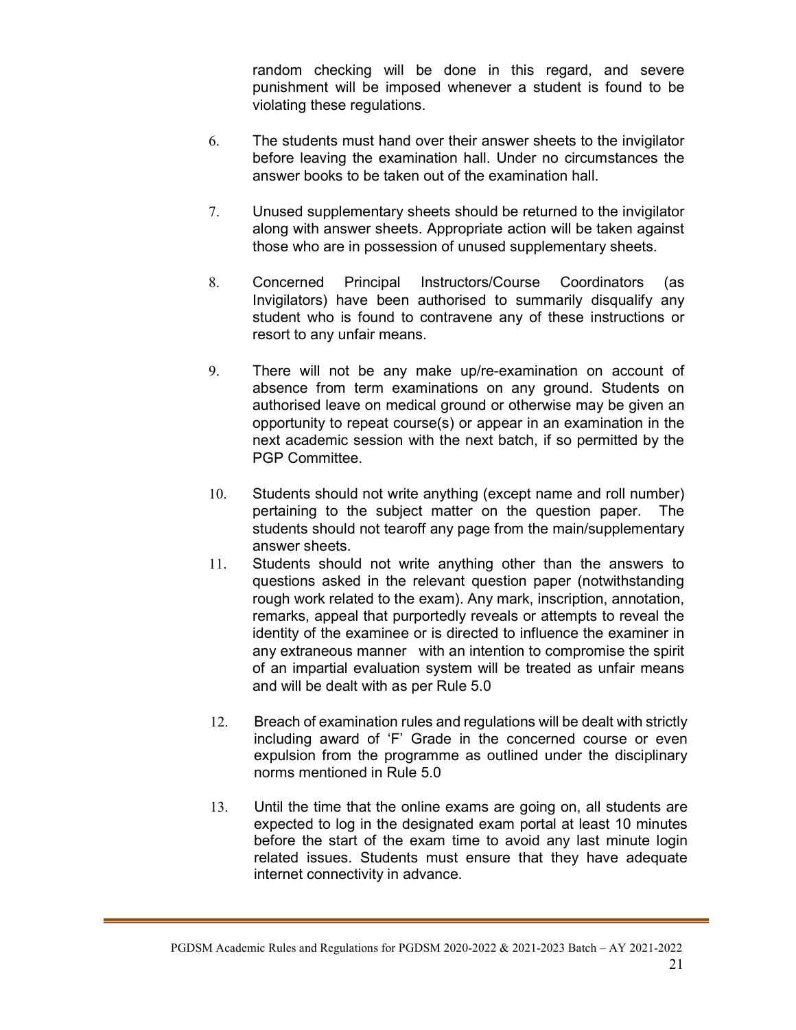random checking will be done in this regard, and severe punishment will be imposed whenever a student is found to be violating these regulations.

6. The students must hand over their answer sheets to the invigilator before leaving the examination hall. Under no circumstances the answer books to be taken out of the examination hall.

7. Unused supplementary sheets should be returned to the invigilator along with answer sheets. Appropriate action will be taken against those who are in possession of unused supplementary sheets.

8. Concerned Principal Instructors/Course Coordinators (as Invigilators) have been authorised to summarily disqualify any student who is found to contravene any of these instructions or resort to any unfair means.

9. There will not be any make up/re-examination on account of absence from term examinations on any ground. Students on authorised leave on medical ground or otherwise may be given an opportunity to repeat course(s) or appear in an examination in the next academic session with the next batch, if so permitted by the PGP Committee.

10. Students should not write anything (except name and roll number) pertaining to the subject matter on the question paper. The students should not tearoff any page from the main/supplementary answer sheets.

11. Students should not write anything other than the answers to questions asked in the relevant question paper (notwithstanding rough work related to the exam). Any mark, inscription, annotation, remarks, appeal that purportedly reveals or attempts to reveal the identity of the examinee or is directed to influence the examiner in any extraneous manner with an intention to compromise the spirit of an impartial evaluation system will be treated as unfair means and will be dealt with as per Rule 5.0

12. Breach of examination rules and regulations will be dealt with strictly including award of 'F' Grade in the concerned course or even expulsion from the programme as outlined under the disciplinary norms mentioned in Rule 5.0

13. Until the time that the online exams are going on, all students are expected to log in the designated exam portal at least 10 minutes before the start of the exam time to avoid any last minute login related issues. Students must ensure that they have adequate internet connectivity in advance.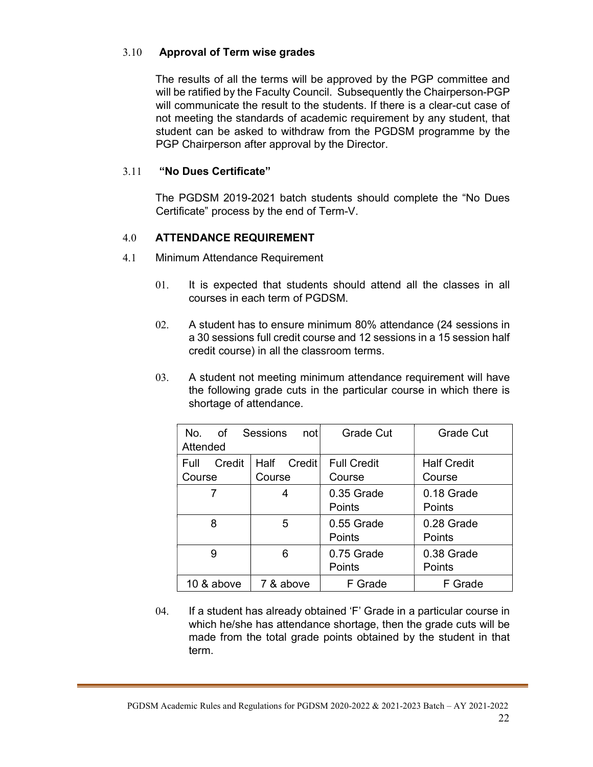### 3.10 Approval of Term wise grades

The results of all the terms will be approved by the PGP committee and will be ratified by the Faculty Council. Subsequently the Chairperson-PGP will communicate the result to the students. If there is a clear-cut case of not meeting the standards of academic requirement by any student, that student can be asked to withdraw from the PGDSM programme by the PGP Chairperson after approval by the Director.

### 3.11 "No Dues Certificate"

The PGDSM 2019-2021 batch students should complete the "No Dues Certificate" process by the end of Term-V.

## 4.0 ATTENDANCE REQUIREMENT

4.1 Minimum Attendance Requirement

01. It is expected that students should attend all the classes in all courses in each term of PGDSM.

02. A student has to ensure minimum 80% attendance (24 sessions in a 30 sessions full credit course and 12 sessions in a 15 session half credit course) in all the classroom terms.

03. A student not meeting minimum attendance requirement will have the following grade cuts in the particular course in which there is shortage of attendance.

| No. of Sessions not Attended | | Grade Cut | Grade Cut |
|---|---|---|---|
| Full Credit Course | Half Credit Course | Full Credit Course | Half Credit Course |
| 7 | 4 | 0.35 Grade Points | 0.18 Grade Points |
| 8 | 5 | 0.55 Grade Points | 0.28 Grade Points |
| 9 | 6 | 0.75 Grade Points | 0.38 Grade Points |
| 10 & above | 7 & above | F Grade | F Grade |

04. If a student has already obtained 'F' Grade in a particular course in which he/she has attendance shortage, then the grade cuts will be made from the total grade points obtained by the student in that term.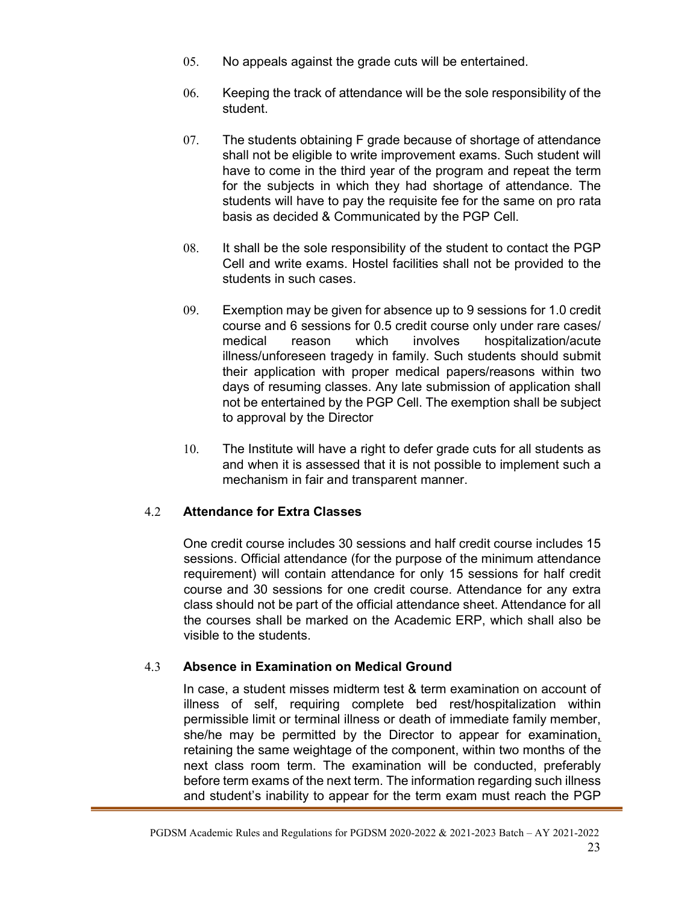05. No appeals against the grade cuts will be entertained.

06. Keeping the track of attendance will be the sole responsibility of the student.

07. The students obtaining F grade because of shortage of attendance shall not be eligible to write improvement exams. Such student will have to come in the third year of the program and repeat the term for the subjects in which they had shortage of attendance. The students will have to pay the requisite fee for the same on pro rata basis as decided & Communicated by the PGP Cell.

08. It shall be the sole responsibility of the student to contact the PGP Cell and write exams. Hostel facilities shall not be provided to the students in such cases.

09. Exemption may be given for absence up to 9 sessions for 1.0 credit course and 6 sessions for 0.5 credit course only under rare cases/ medical reason which involves hospitalization/acute illness/unforeseen tragedy in family. Such students should submit their application with proper medical papers/reasons within two days of resuming classes. Any late submission of application shall not be entertained by the PGP Cell. The exemption shall be subject to approval by the Director

10. The Institute will have a right to defer grade cuts for all students as and when it is assessed that it is not possible to implement such a mechanism in fair and transparent manner.

### 4.2 Attendance for Extra Classes

One credit course includes 30 sessions and half credit course includes 15 sessions. Official attendance (for the purpose of the minimum attendance requirement) will contain attendance for only 15 sessions for half credit course and 30 sessions for one credit course. Attendance for any extra class should not be part of the official attendance sheet. Attendance for all the courses shall be marked on the Academic ERP, which shall also be visible to the students.

### 4.3 Absence in Examination on Medical Ground

In case, a student misses midterm test & term examination on account of illness of self, requiring complete bed rest/hospitalization within permissible limit or terminal illness or death of immediate family member, she/he may be permitted by the Director to appear for examination, retaining the same weightage of the component, within two months of the next class room term. The examination will be conducted, preferably before term exams of the next term. The information regarding such illness and student's inability to appear for the term exam must reach the PGP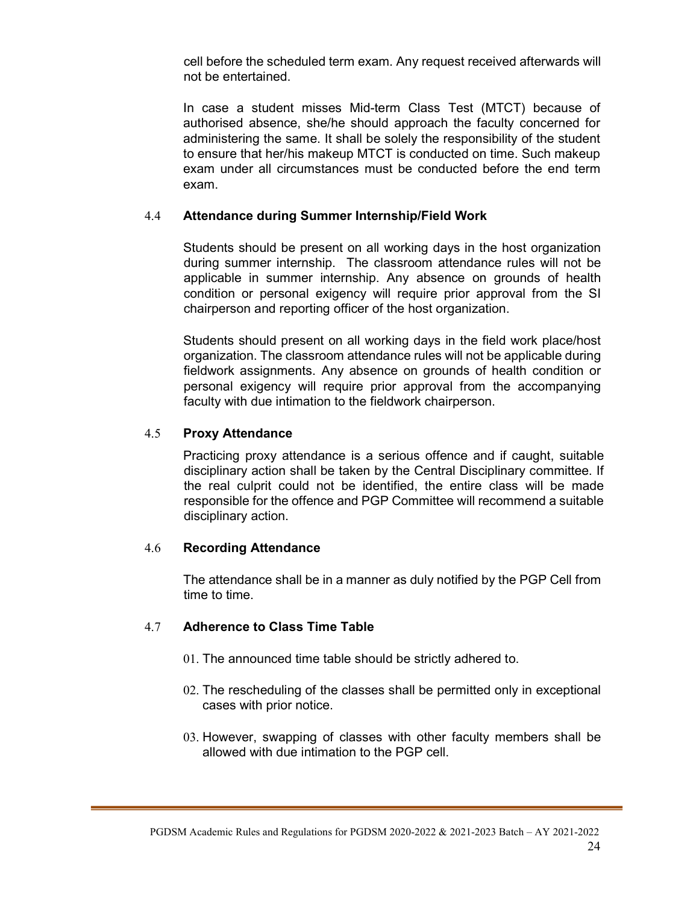cell before the scheduled term exam. Any request received afterwards will not be entertained.

In case a student misses Mid-term Class Test (MTCT) because of authorised absence, she/he should approach the faculty concerned for administering the same. It shall be solely the responsibility of the student to ensure that her/his makeup MTCT is conducted on time. Such makeup exam under all circumstances must be conducted before the end term exam.

### 4.4 Attendance during Summer Internship/Field Work

Students should be present on all working days in the host organization during summer internship. The classroom attendance rules will not be applicable in summer internship. Any absence on grounds of health condition or personal exigency will require prior approval from the SI chairperson and reporting officer of the host organization.

Students should present on all working days in the field work place/host organization. The classroom attendance rules will not be applicable during fieldwork assignments. Any absence on grounds of health condition or personal exigency will require prior approval from the accompanying faculty with due intimation to the fieldwork chairperson.

### 4.5 Proxy Attendance

Practicing proxy attendance is a serious offence and if caught, suitable disciplinary action shall be taken by the Central Disciplinary committee. If the real culprit could not be identified, the entire class will be made responsible for the offence and PGP Committee will recommend a suitable disciplinary action.

### 4.6 Recording Attendance

The attendance shall be in a manner as duly notified by the PGP Cell from time to time.

### 4.7 Adherence to Class Time Table

01. The announced time table should be strictly adhered to.

02. The rescheduling of the classes shall be permitted only in exceptional cases with prior notice.

03. However, swapping of classes with other faculty members shall be allowed with due intimation to the PGP cell.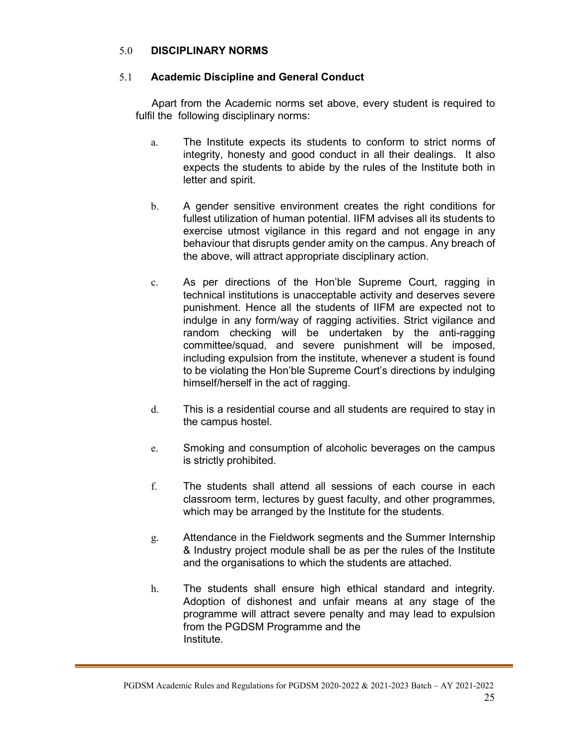## 5.0 DISCIPLINARY NORMS

### 5.1 Academic Discipline and General Conduct

Apart from the Academic norms set above, every student is required to fulfil the following disciplinary norms:

a. The Institute expects its students to conform to strict norms of integrity, honesty and good conduct in all their dealings. It also expects the students to abide by the rules of the Institute both in letter and spirit.

b. A gender sensitive environment creates the right conditions for fullest utilization of human potential. IIFM advises all its students to exercise utmost vigilance in this regard and not engage in any behaviour that disrupts gender amity on the campus. Any breach of the above, will attract appropriate disciplinary action.

c. As per directions of the Hon'ble Supreme Court, ragging in technical institutions is unacceptable activity and deserves severe punishment. Hence all the students of IIFM are expected not to indulge in any form/way of ragging activities. Strict vigilance and random checking will be undertaken by the anti-ragging committee/squad, and severe punishment will be imposed, including expulsion from the institute, whenever a student is found to be violating the Hon'ble Supreme Court's directions by indulging himself/herself in the act of ragging.

d. This is a residential course and all students are required to stay in the campus hostel.

e. Smoking and consumption of alcoholic beverages on the campus is strictly prohibited.

f. The students shall attend all sessions of each course in each classroom term, lectures by guest faculty, and other programmes, which may be arranged by the Institute for the students.

g. Attendance in the Fieldwork segments and the Summer Internship & Industry project module shall be as per the rules of the Institute and the organisations to which the students are attached.

h. The students shall ensure high ethical standard and integrity. Adoption of dishonest and unfair means at any stage of the programme will attract severe penalty and may lead to expulsion from the PGDSM Programme and the Institute.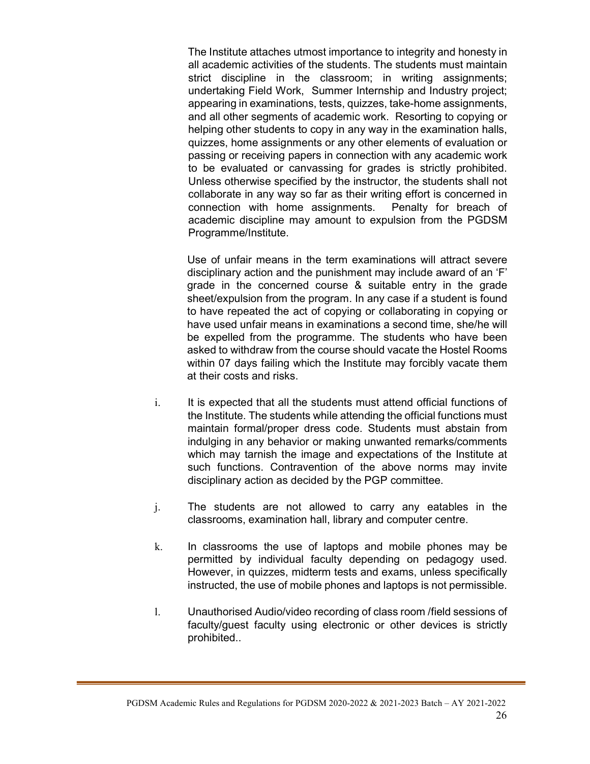The Institute attaches utmost importance to integrity and honesty in all academic activities of the students. The students must maintain strict discipline in the classroom; in writing assignments; undertaking Field Work, Summer Internship and Industry project; appearing in examinations, tests, quizzes, take-home assignments, and all other segments of academic work. Resorting to copying or helping other students to copy in any way in the examination halls, quizzes, home assignments or any other elements of evaluation or passing or receiving papers in connection with any academic work to be evaluated or canvassing for grades is strictly prohibited. Unless otherwise specified by the instructor, the students shall not collaborate in any way so far as their writing effort is concerned in connection with home assignments. Penalty for breach of academic discipline may amount to expulsion from the PGDSM Programme/Institute.

Use of unfair means in the term examinations will attract severe disciplinary action and the punishment may include award of an 'F' grade in the concerned course & suitable entry in the grade sheet/expulsion from the program. In any case if a student is found to have repeated the act of copying or collaborating in copying or have used unfair means in examinations a second time, she/he will be expelled from the programme. The students who have been asked to withdraw from the course should vacate the Hostel Rooms within 07 days failing which the Institute may forcibly vacate them at their costs and risks.

i. It is expected that all the students must attend official functions of the Institute. The students while attending the official functions must maintain formal/proper dress code. Students must abstain from indulging in any behavior or making unwanted remarks/comments which may tarnish the image and expectations of the Institute at such functions. Contravention of the above norms may invite disciplinary action as decided by the PGP committee.

j. The students are not allowed to carry any eatables in the classrooms, examination hall, library and computer centre.

k. In classrooms the use of laptops and mobile phones may be permitted by individual faculty depending on pedagogy used. However, in quizzes, midterm tests and exams, unless specifically instructed, the use of mobile phones and laptops is not permissible.

l. Unauthorised Audio/video recording of class room /field sessions of faculty/guest faculty using electronic or other devices is strictly prohibited..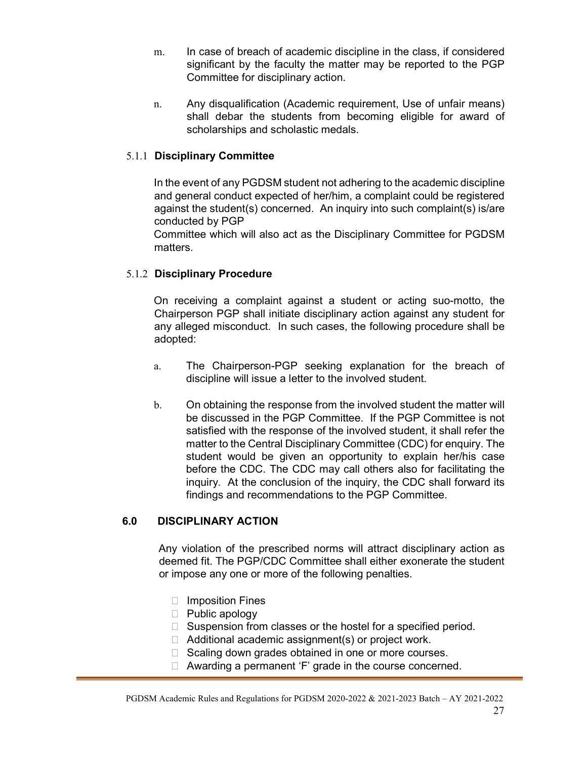m. In case of breach of academic discipline in the class, if considered significant by the faculty the matter may be reported to the PGP Committee for disciplinary action.

n. Any disqualification (Academic requirement, Use of unfair means) shall debar the students from becoming eligible for award of scholarships and scholastic medals.

### 5.1.1 Disciplinary Committee

In the event of any PGDSM student not adhering to the academic discipline and general conduct expected of her/him, a complaint could be registered against the student(s) concerned. An inquiry into such complaint(s) is/are conducted by PGP
Committee which will also act as the Disciplinary Committee for PGDSM matters.

### 5.1.2 Disciplinary Procedure

On receiving a complaint against a student or acting suo-motto, the Chairperson PGP shall initiate disciplinary action against any student for any alleged misconduct. In such cases, the following procedure shall be adopted:

a. The Chairperson-PGP seeking explanation for the breach of discipline will issue a letter to the involved student.

b. On obtaining the response from the involved student the matter will be discussed in the PGP Committee. If the PGP Committee is not satisfied with the response of the involved student, it shall refer the matter to the Central Disciplinary Committee (CDC) for enquiry. The student would be given an opportunity to explain her/his case before the CDC. The CDC may call others also for facilitating the inquiry. At the conclusion of the inquiry, the CDC shall forward its findings and recommendations to the PGP Committee.

## 6.0 DISCIPLINARY ACTION

Any violation of the prescribed norms will attract disciplinary action as deemed fit. The PGP/CDC Committee shall either exonerate the student or impose any one or more of the following penalties.

- Imposition Fines
- Public apology
- Suspension from classes or the hostel for a specified period.
- Additional academic assignment(s) or project work.
- Scaling down grades obtained in one or more courses.
- Awarding a permanent 'F' grade in the course concerned.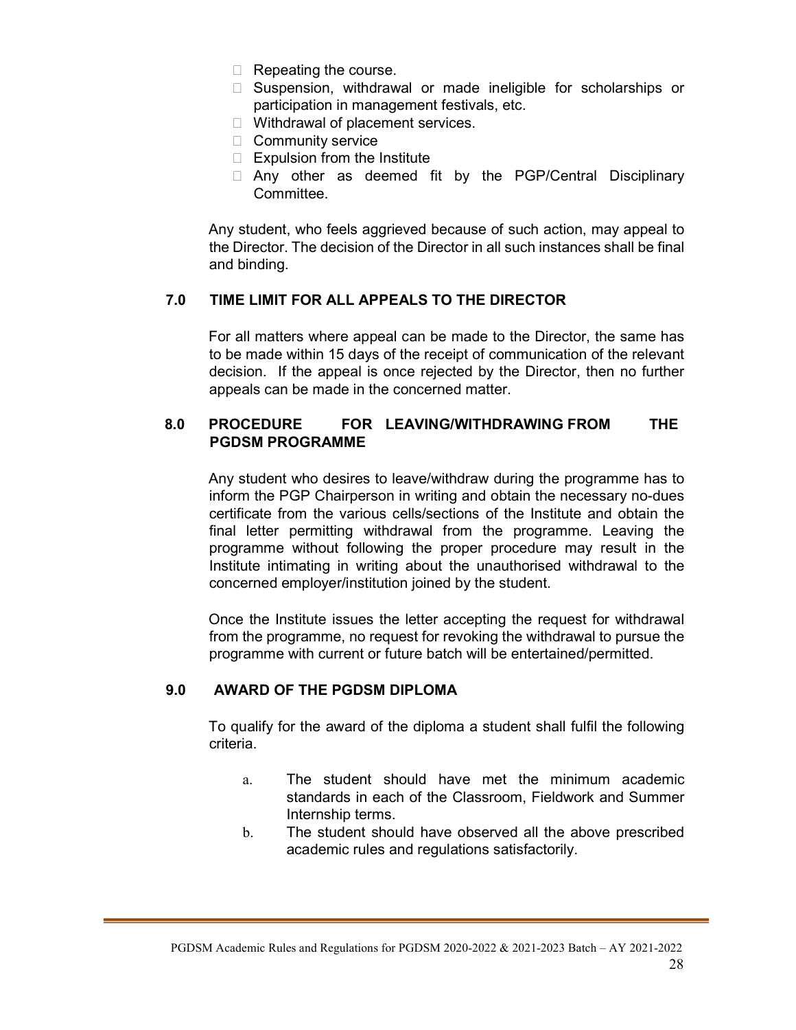- Repeating the course.
- Suspension, withdrawal or made ineligible for scholarships or participation in management festivals, etc.
- Withdrawal of placement services.
- Community service
- Expulsion from the Institute
- Any other as deemed fit by the PGP/Central Disciplinary Committee.

Any student, who feels aggrieved because of such action, may appeal to the Director. The decision of the Director in all such instances shall be final and binding.

## 7.0 TIME LIMIT FOR ALL APPEALS TO THE DIRECTOR

For all matters where appeal can be made to the Director, the same has to be made within 15 days of the receipt of communication of the relevant decision. If the appeal is once rejected by the Director, then no further appeals can be made in the concerned matter.

## 8.0 PROCEDURE FOR LEAVING/WITHDRAWING FROM THE PGDSM PROGRAMME

Any student who desires to leave/withdraw during the programme has to inform the PGP Chairperson in writing and obtain the necessary no-dues certificate from the various cells/sections of the Institute and obtain the final letter permitting withdrawal from the programme. Leaving the programme without following the proper procedure may result in the Institute intimating in writing about the unauthorised withdrawal to the concerned employer/institution joined by the student.

Once the Institute issues the letter accepting the request for withdrawal from the programme, no request for revoking the withdrawal to pursue the programme with current or future batch will be entertained/permitted.

## 9.0 AWARD OF THE PGDSM DIPLOMA

To qualify for the award of the diploma a student shall fulfil the following criteria.

a. The student should have met the minimum academic standards in each of the Classroom, Fieldwork and Summer Internship terms.

b. The student should have observed all the above prescribed academic rules and regulations satisfactorily.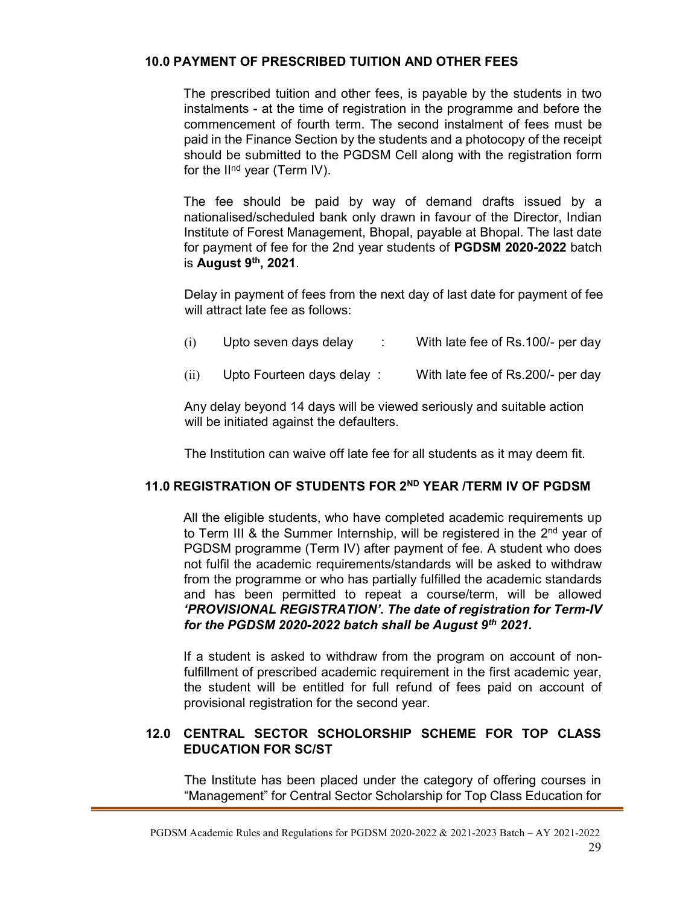## 10.0 PAYMENT OF PRESCRIBED TUITION AND OTHER FEES

The prescribed tuition and other fees, is payable by the students in two instalments - at the time of registration in the programme and before the commencement of fourth term. The second instalment of fees must be paid in the Finance Section by the students and a photocopy of the receipt should be submitted to the PGDSM Cell along with the registration form for the II$^{nd}$ year (Term IV).

The fee should be paid by way of demand drafts issued by a nationalised/scheduled bank only drawn in favour of the Director, Indian Institute of Forest Management, Bhopal, payable at Bhopal. The last date for payment of fee for the 2nd year students of **PGDSM 2020-2022** batch is **August 9$^{th}$, 2021**.

Delay in payment of fees from the next day of last date for payment of fee will attract late fee as follows:

(i) Upto seven days delay : With late fee of Rs.100/- per day

(ii) Upto Fourteen days delay : With late fee of Rs.200/- per day

Any delay beyond 14 days will be viewed seriously and suitable action will be initiated against the defaulters.

The Institution can waive off late fee for all students as it may deem fit.

## 11.0 REGISTRATION OF STUDENTS FOR 2$^{ND}$ YEAR /TERM IV OF PGDSM

All the eligible students, who have completed academic requirements up to Term III & the Summer Internship, will be registered in the 2$^{nd}$ year of PGDSM programme (Term IV) after payment of fee. A student who does not fulfil the academic requirements/standards will be asked to withdraw from the programme or who has partially fulfilled the academic standards and has been permitted to repeat a course/term, will be allowed ***'PROVISIONAL REGISTRATION'. The date of registration for Term-IV for the PGDSM 2020-2022 batch shall be August 9$^{th}$ 2021.***

If a student is asked to withdraw from the program on account of non-fulfillment of prescribed academic requirement in the first academic year, the student will be entitled for full refund of fees paid on account of provisional registration for the second year.

## 12.0 CENTRAL SECTOR SCHOLORSHIP SCHEME FOR TOP CLASS EDUCATION FOR SC/ST

The Institute has been placed under the category of offering courses in "Management" for Central Sector Scholarship for Top Class Education for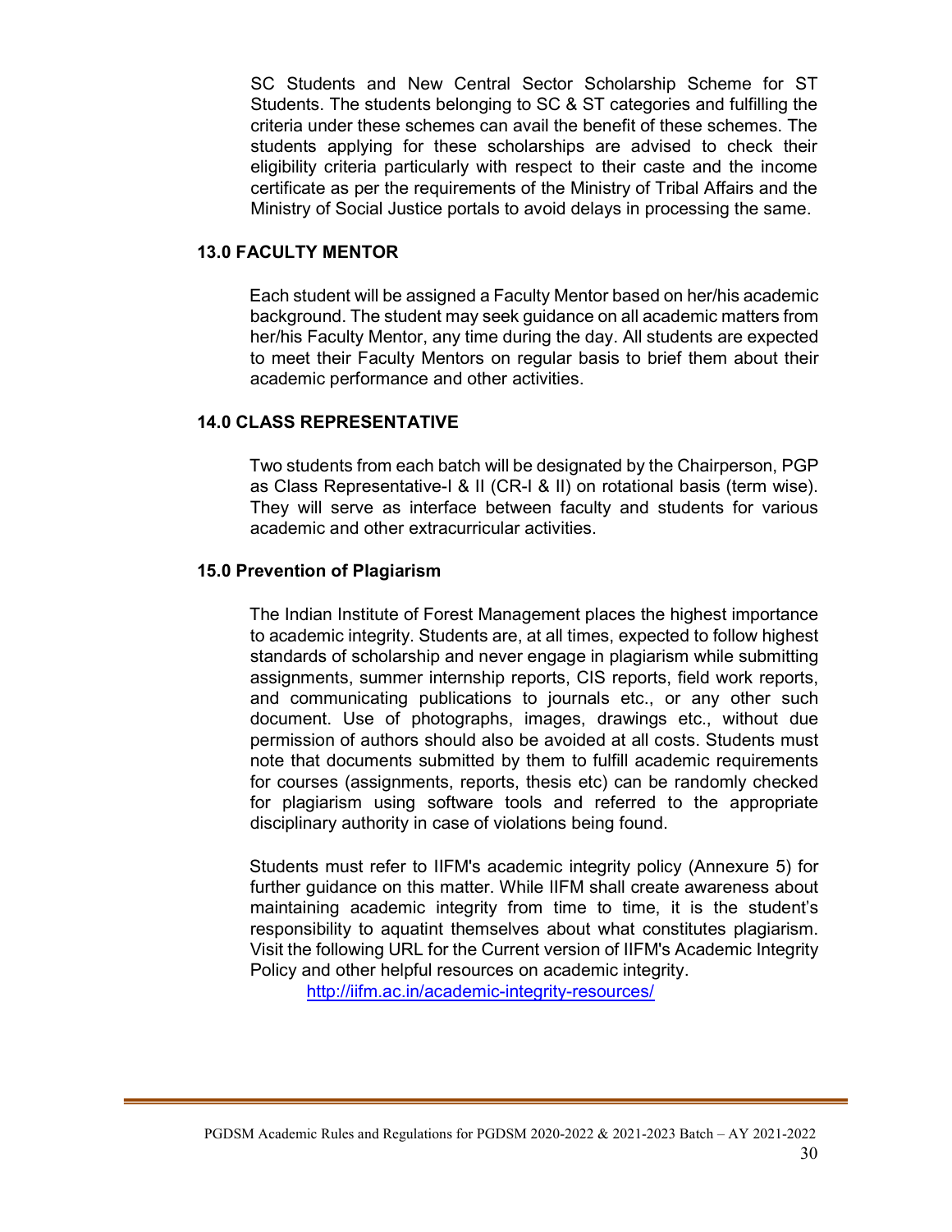SC Students and New Central Sector Scholarship Scheme for ST Students. The students belonging to SC & ST categories and fulfilling the criteria under these schemes can avail the benefit of these schemes. The students applying for these scholarships are advised to check their eligibility criteria particularly with respect to their caste and the income certificate as per the requirements of the Ministry of Tribal Affairs and the Ministry of Social Justice portals to avoid delays in processing the same.

## 13.0 FACULTY MENTOR

Each student will be assigned a Faculty Mentor based on her/his academic background. The student may seek guidance on all academic matters from her/his Faculty Mentor, any time during the day. All students are expected to meet their Faculty Mentors on regular basis to brief them about their academic performance and other activities.

## 14.0 CLASS REPRESENTATIVE

Two students from each batch will be designated by the Chairperson, PGP as Class Representative-I & II (CR-I & II) on rotational basis (term wise). They will serve as interface between faculty and students for various academic and other extracurricular activities.

## 15.0 Prevention of Plagiarism

The Indian Institute of Forest Management places the highest importance to academic integrity. Students are, at all times, expected to follow highest standards of scholarship and never engage in plagiarism while submitting assignments, summer internship reports, CIS reports, field work reports, and communicating publications to journals etc., or any other such document. Use of photographs, images, drawings etc., without due permission of authors should also be avoided at all costs. Students must note that documents submitted by them to fulfill academic requirements for courses (assignments, reports, thesis etc) can be randomly checked for plagiarism using software tools and referred to the appropriate disciplinary authority in case of violations being found.

Students must refer to IIFM's academic integrity policy (Annexure 5) for further guidance on this matter. While IIFM shall create awareness about maintaining academic integrity from time to time, it is the student's responsibility to aquatint themselves about what constitutes plagiarism. Visit the following URL for the Current version of IIFM's Academic Integrity Policy and other helpful resources on academic integrity.

http://iifm.ac.in/academic-integrity-resources/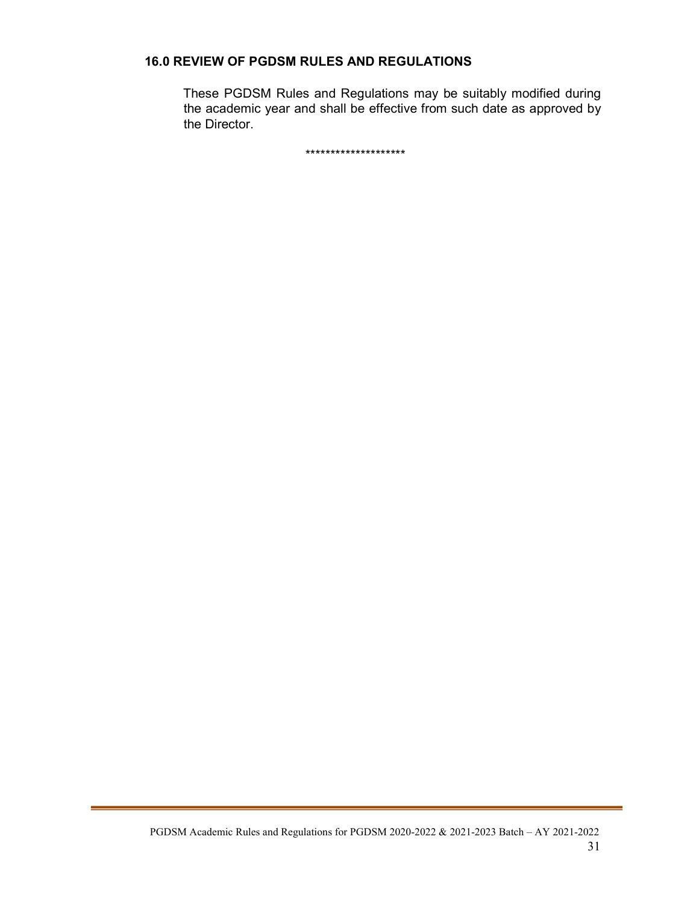## 16.0 REVIEW OF PGDSM RULES AND REGULATIONS

These PGDSM Rules and Regulations may be suitably modified during the academic year and shall be effective from such date as approved by the Director.

********************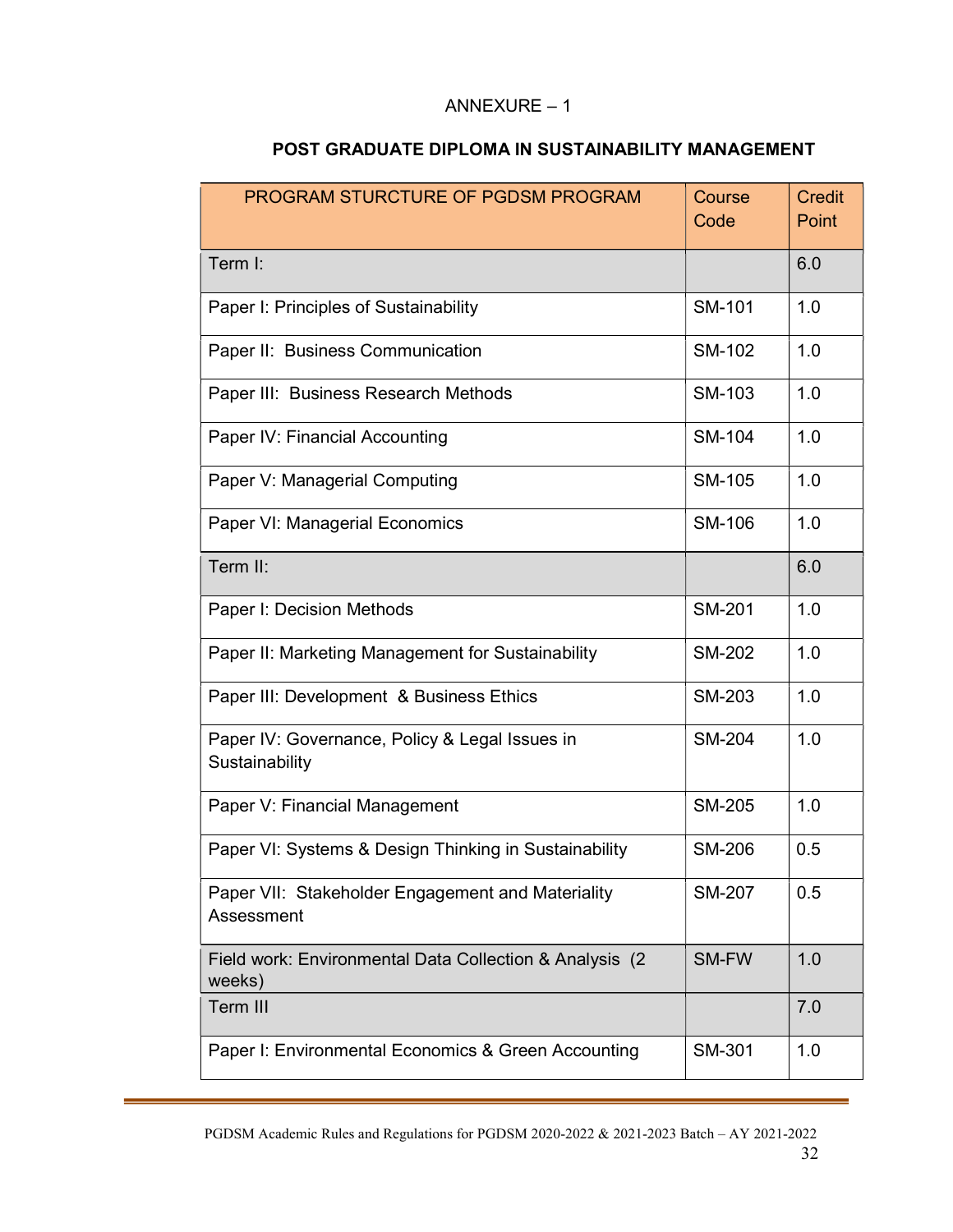ANNEXURE – 1

## POST GRADUATE DIPLOMA IN SUSTAINABILITY MANAGEMENT

| PROGRAM STURCTURE OF PGDSM PROGRAM | Course Code | Credit Point |
|---|---|---|
| Term I: | | 6.0 |
| Paper I: Principles of Sustainability | SM-101 | 1.0 |
| Paper II: Business Communication | SM-102 | 1.0 |
| Paper III: Business Research Methods | SM-103 | 1.0 |
| Paper IV: Financial Accounting | SM-104 | 1.0 |
| Paper V: Managerial Computing | SM-105 | 1.0 |
| Paper VI: Managerial Economics | SM-106 | 1.0 |
| Term II: | | 6.0 |
| Paper I: Decision Methods | SM-201 | 1.0 |
| Paper II: Marketing Management for Sustainability | SM-202 | 1.0 |
| Paper III: Development & Business Ethics | SM-203 | 1.0 |
| Paper IV: Governance, Policy & Legal Issues in Sustainability | SM-204 | 1.0 |
| Paper V: Financial Management | SM-205 | 1.0 |
| Paper VI: Systems & Design Thinking in Sustainability | SM-206 | 0.5 |
| Paper VII: Stakeholder Engagement and Materiality Assessment | SM-207 | 0.5 |
| Field work: Environmental Data Collection & Analysis (2 weeks) | SM-FW | 1.0 |
| Term III | | 7.0 |
| Paper I: Environmental Economics & Green Accounting | SM-301 | 1.0 |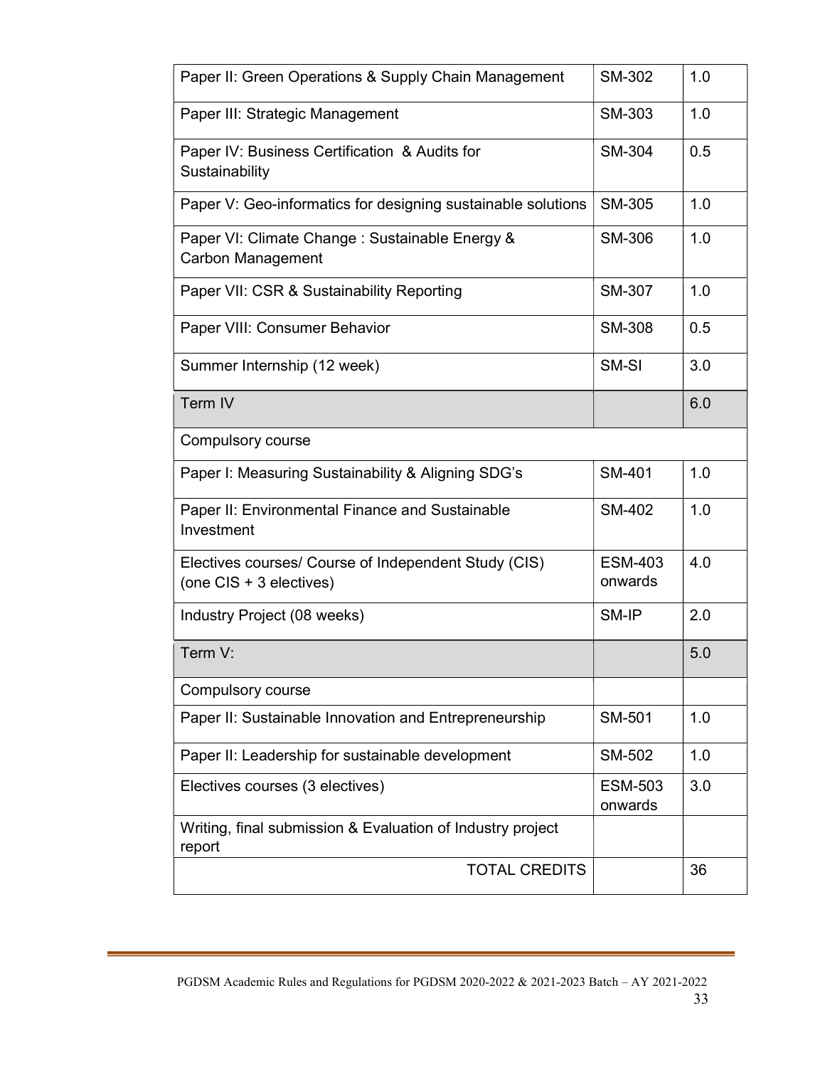| | | |
|---|---|---|
| Paper II: Green Operations & Supply Chain Management | SM-302 | 1.0 |
| Paper III: Strategic Management | SM-303 | 1.0 |
| Paper IV: Business Certification & Audits for Sustainability | SM-304 | 0.5 |
| Paper V: Geo-informatics for designing sustainable solutions | SM-305 | 1.0 |
| Paper VI: Climate Change : Sustainable Energy & Carbon Management | SM-306 | 1.0 |
| Paper VII: CSR & Sustainability Reporting | SM-307 | 1.0 |
| Paper VIII: Consumer Behavior | SM-308 | 0.5 |
| Summer Internship (12 week) | SM-SI | 3.0 |
| Term IV | | 6.0 |
| Compulsory course | | |
| Paper I: Measuring Sustainability & Aligning SDG's | SM-401 | 1.0 |
| Paper II: Environmental Finance and Sustainable Investment | SM-402 | 1.0 |
| Electives courses/ Course of Independent Study (CIS) (one CIS + 3 electives) | ESM-403 onwards | 4.0 |
| Industry Project (08 weeks) | SM-IP | 2.0 |
| Term V: | | 5.0 |
| Compulsory course | | |
| Paper II: Sustainable Innovation and Entrepreneurship | SM-501 | 1.0 |
| Paper II: Leadership for sustainable development | SM-502 | 1.0 |
| Electives courses (3 electives) | ESM-503 onwards | 3.0 |
| Writing, final submission & Evaluation of Industry project report | | |
| TOTAL CREDITS | | 36 |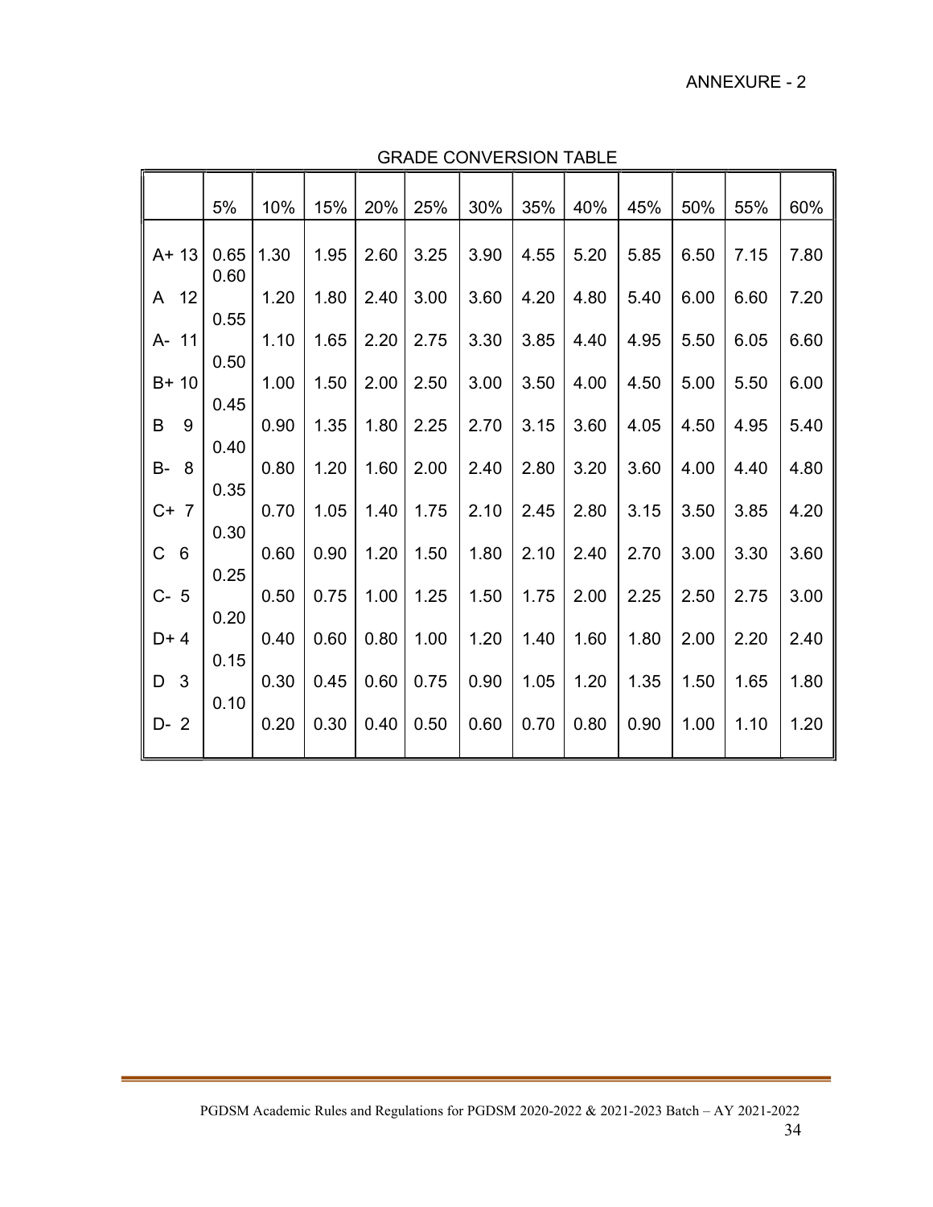ANNEXURE - 2

GRADE CONVERSION TABLE

| | 5% | 10% | 15% | 20% | 25% | 30% | 35% | 40% | 45% | 50% | 55% | 60% |
|---|---|---|---|---|---|---|---|---|---|---|---|---|
| A+ 13 | 0.65 | 1.30 | 1.95 | 2.60 | 3.25 | 3.90 | 4.55 | 5.20 | 5.85 | 6.50 | 7.15 | 7.80 |
| A 12 | 0.60 | 1.20 | 1.80 | 2.40 | 3.00 | 3.60 | 4.20 | 4.80 | 5.40 | 6.00 | 6.60 | 7.20 |
| A- 11 | 0.55 | 1.10 | 1.65 | 2.20 | 2.75 | 3.30 | 3.85 | 4.40 | 4.95 | 5.50 | 6.05 | 6.60 |
| B+ 10 | 0.50 | 1.00 | 1.50 | 2.00 | 2.50 | 3.00 | 3.50 | 4.00 | 4.50 | 5.00 | 5.50 | 6.00 |
| B 9 | 0.45 | 0.90 | 1.35 | 1.80 | 2.25 | 2.70 | 3.15 | 3.60 | 4.05 | 4.50 | 4.95 | 5.40 |
| B- 8 | 0.40 | 0.80 | 1.20 | 1.60 | 2.00 | 2.40 | 2.80 | 3.20 | 3.60 | 4.00 | 4.40 | 4.80 |
| C+ 7 | 0.35 | 0.70 | 1.05 | 1.40 | 1.75 | 2.10 | 2.45 | 2.80 | 3.15 | 3.50 | 3.85 | 4.20 |
| C 6 | 0.30 | 0.60 | 0.90 | 1.20 | 1.50 | 1.80 | 2.10 | 2.40 | 2.70 | 3.00 | 3.30 | 3.60 |
| C- 5 | 0.25 | 0.50 | 0.75 | 1.00 | 1.25 | 1.50 | 1.75 | 2.00 | 2.25 | 2.50 | 2.75 | 3.00 |
| D+ 4 | 0.20 | 0.40 | 0.60 | 0.80 | 1.00 | 1.20 | 1.40 | 1.60 | 1.80 | 2.00 | 2.20 | 2.40 |
| D 3 | 0.15 | 0.30 | 0.45 | 0.60 | 0.75 | 0.90 | 1.05 | 1.20 | 1.35 | 1.50 | 1.65 | 1.80 |
| D- 2 | 0.10 | 0.20 | 0.30 | 0.40 | 0.50 | 0.60 | 0.70 | 0.80 | 0.90 | 1.00 | 1.10 | 1.20 |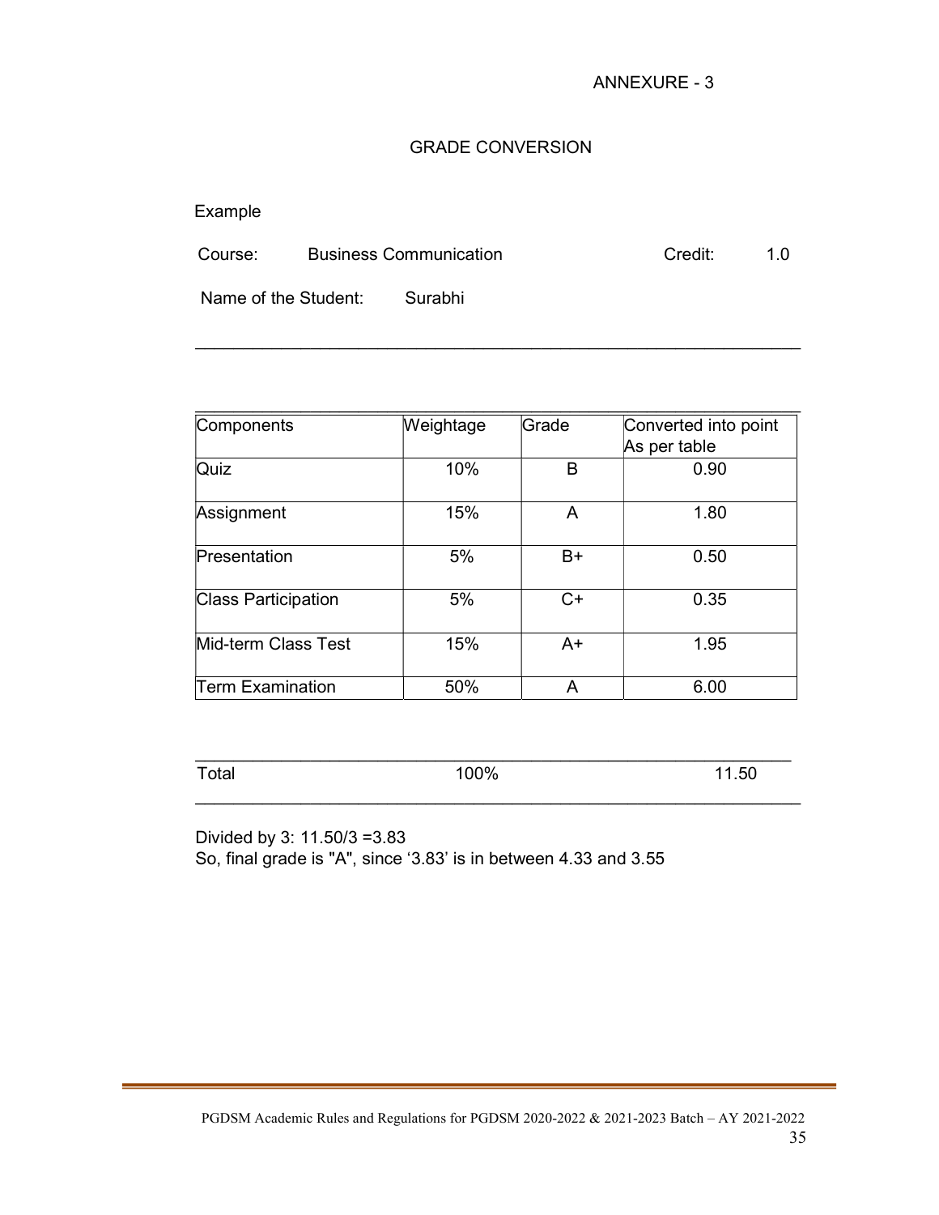ANNEXURE - 3

# GRADE CONVERSION

Example

Course: Business Communication Credit: 1.0

Name of the Student: Surabhi

| Components | Weightage | Grade | Converted into point As per table |
|---|---|---|---|
| Quiz | 10% | B | 0.90 |
| Assignment | 15% | A | 1.80 |
| Presentation | 5% | B+ | 0.50 |
| Class Participation | 5% | C+ | 0.35 |
| Mid-term Class Test | 15% | A+ | 1.95 |
| Term Examination | 50% | A | 6.00 |
| Total | 100% | | 11.50 |

Divided by 3: 11.50/3 =3.83

So, final grade is "A", since '3.83' is in between 4.33 and 3.55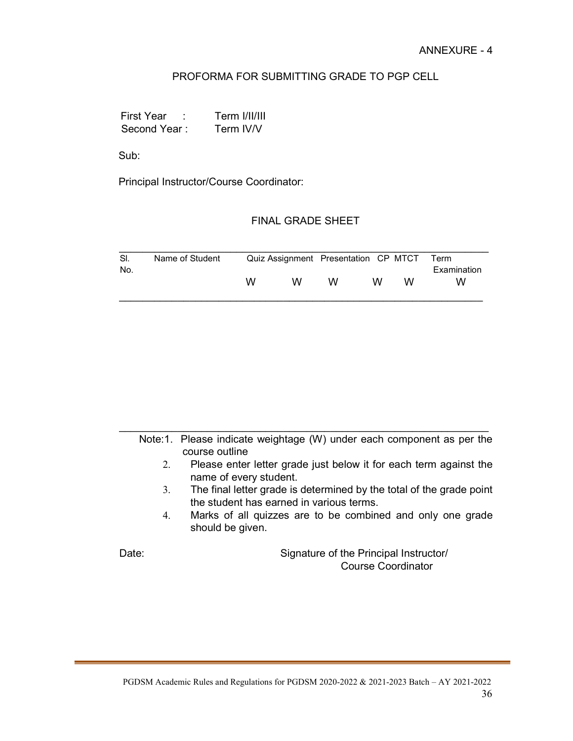ANNEXURE - 4

## PROFORMA FOR SUBMITTING GRADE TO PGP CELL

First Year : Term I/II/III
Second Year : Term IV/V

Sub:

Principal Instructor/Course Coordinator:

### FINAL GRADE SHEET

| Sl. No. | Name of Student | Quiz | Assignment | Presentation | CP | MTCT | Term Examination |
|---|---|---|---|---|---|---|---|
| | | W | W | W | W | W | W |

Note:1. Please indicate weightage (W) under each component as per the course outline

2. Please enter letter grade just below it for each term against the name of every student.
3. The final letter grade is determined by the total of the grade point the student has earned in various terms.
4. Marks of all quizzes are to be combined and only one grade should be given.

Date:

Signature of the Principal Instructor/
Course Coordinator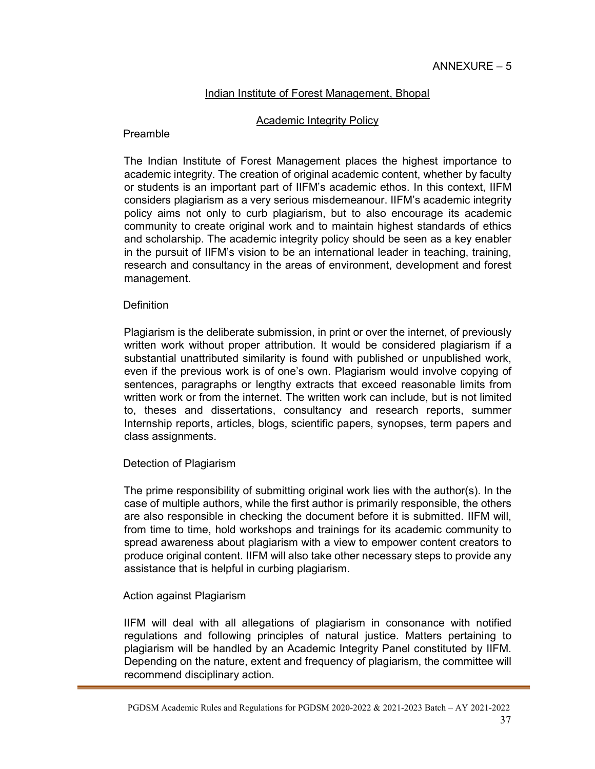ANNEXURE – 5

## Indian Institute of Forest Management, Bhopal

## Academic Integrity Policy

### Preamble

The Indian Institute of Forest Management places the highest importance to academic integrity. The creation of original academic content, whether by faculty or students is an important part of IIFM's academic ethos. In this context, IIFM considers plagiarism as a very serious misdemeanour. IIFM's academic integrity policy aims not only to curb plagiarism, but to also encourage its academic community to create original work and to maintain highest standards of ethics and scholarship. The academic integrity policy should be seen as a key enabler in the pursuit of IIFM's vision to be an international leader in teaching, training, research and consultancy in the areas of environment, development and forest management.

### Definition

Plagiarism is the deliberate submission, in print or over the internet, of previously written work without proper attribution. It would be considered plagiarism if a substantial unattributed similarity is found with published or unpublished work, even if the previous work is of one's own. Plagiarism would involve copying of sentences, paragraphs or lengthy extracts that exceed reasonable limits from written work or from the internet. The written work can include, but is not limited to, theses and dissertations, consultancy and research reports, summer Internship reports, articles, blogs, scientific papers, synopses, term papers and class assignments.

### Detection of Plagiarism

The prime responsibility of submitting original work lies with the author(s). In the case of multiple authors, while the first author is primarily responsible, the others are also responsible in checking the document before it is submitted. IIFM will, from time to time, hold workshops and trainings for its academic community to spread awareness about plagiarism with a view to empower content creators to produce original content. IIFM will also take other necessary steps to provide any assistance that is helpful in curbing plagiarism.

### Action against Plagiarism

IIFM will deal with all allegations of plagiarism in consonance with notified regulations and following principles of natural justice. Matters pertaining to plagiarism will be handled by an Academic Integrity Panel constituted by IIFM. Depending on the nature, extent and frequency of plagiarism, the committee will recommend disciplinary action.